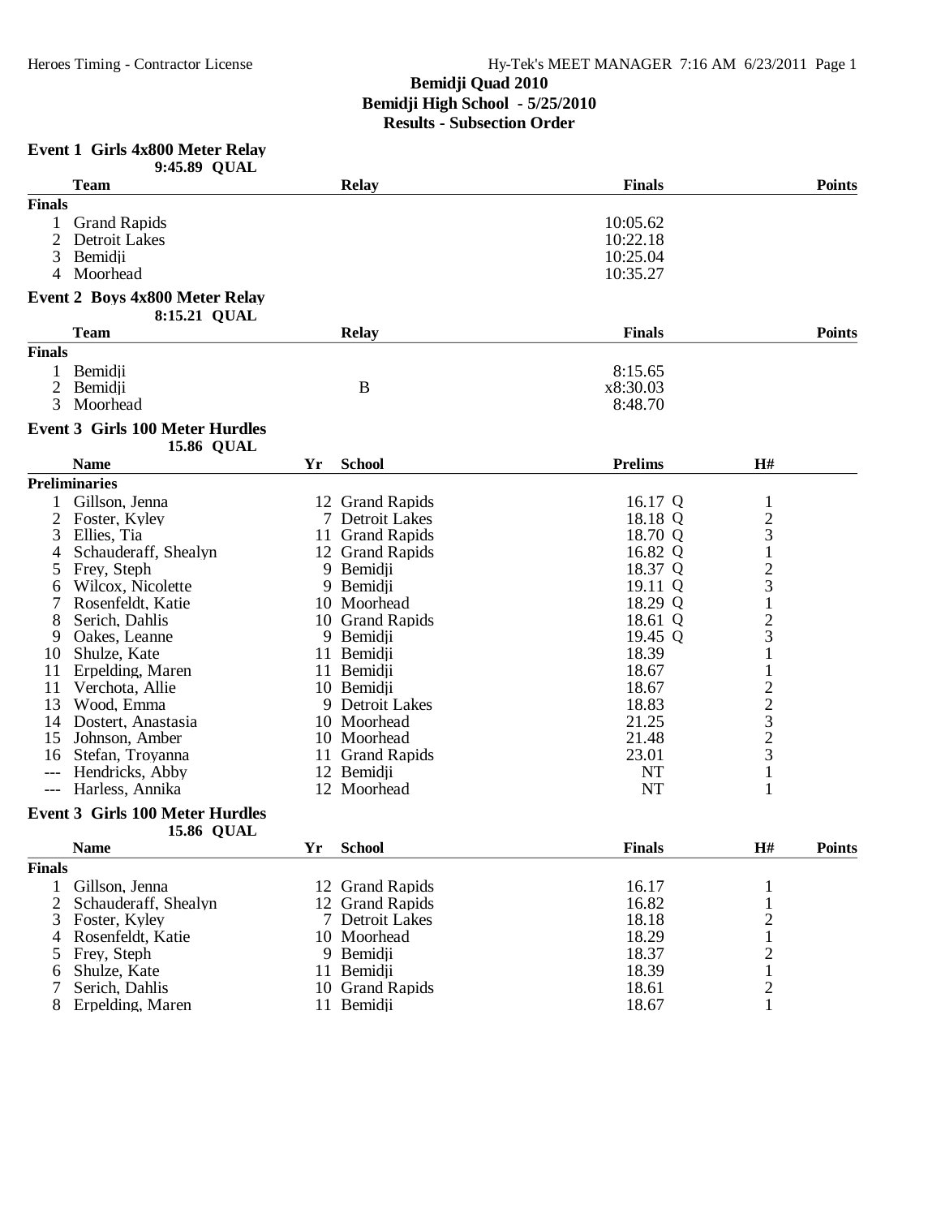# Bemidji Quad 2010

**Bemidji High School - 5/25/2010**

**Results - Subsection Order**

### Event 1 Girls 4x800 Meter Relay

9:45.89 QUAL

| | Team | Relay | Finals | Points |
|---|---|---|---|---|
| **Finals** | | | | |
| 1 | Grand Rapids | | 10:05.62 | |
| 2 | Detroit Lakes | | 10:22.18 | |
| 3 | Bemidji | | 10:25.04 | |
| 4 | Moorhead | | 10:35.27 | |

### Event 2 Boys 4x800 Meter Relay

8:15.21 QUAL

| | Team | Relay | Finals | Points |
|---|---|---|---|---|
| **Finals** | | | | |
| 1 | Bemidji | | 8:15.65 | |
| 2 | Bemidji | B | x8:30.03 | |
| 3 | Moorhead | | 8:48.70 | |

### Event 3 Girls 100 Meter Hurdles

15.86 QUAL

| | Name | Yr | School | Prelims | H# |
|---|---|---|---|---|---|
| **Preliminaries** | | | | | |
| 1 | Gillson, Jenna | 12 | Grand Rapids | 16.17 Q | 1 |
| 2 | Foster, Kyley | 7 | Detroit Lakes | 18.18 Q | 2 |
| 3 | Ellies, Tia | 11 | Grand Rapids | 18.70 Q | 3 |
| 4 | Schauderaff, Shealyn | 12 | Grand Rapids | 16.82 Q | 1 |
| 5 | Frey, Steph | 9 | Bemidji | 18.37 Q | 2 |
| 6 | Wilcox, Nicolette | 9 | Bemidji | 19.11 Q | 3 |
| 7 | Rosenfeldt, Katie | 10 | Moorhead | 18.29 Q | 1 |
| 8 | Serich, Dahlis | 10 | Grand Rapids | 18.61 Q | 2 |
| 9 | Oakes, Leanne | 9 | Bemidji | 19.45 Q | 3 |
| 10 | Shulze, Kate | 11 | Bemidji | 18.39 | 1 |
| 11 | Erpelding, Maren | 11 | Bemidji | 18.67 | 1 |
| 11 | Verchota, Allie | 10 | Bemidji | 18.67 | 2 |
| 13 | Wood, Emma | 9 | Detroit Lakes | 18.83 | 2 |
| 14 | Dostert, Anastasia | 10 | Moorhead | 21.25 | 3 |
| 15 | Johnson, Amber | 10 | Moorhead | 21.48 | 2 |
| 16 | Stefan, Troyanna | 11 | Grand Rapids | 23.01 | 3 |
| --- | Hendricks, Abby | 12 | Bemidji | NT | 1 |
| --- | Harless, Annika | 12 | Moorhead | NT | 1 |

### Event 3 Girls 100 Meter Hurdles

15.86 QUAL

| | Name | Yr | School | Finals | H# | Points |
|---|---|---|---|---|---|---|
| **Finals** | | | | | | |
| 1 | Gillson, Jenna | 12 | Grand Rapids | 16.17 | 1 | |
| 2 | Schauderaff, Shealyn | 12 | Grand Rapids | 16.82 | 1 | |
| 3 | Foster, Kyley | 7 | Detroit Lakes | 18.18 | 2 | |
| 4 | Rosenfeldt, Katie | 10 | Moorhead | 18.29 | 1 | |
| 5 | Frey, Steph | 9 | Bemidji | 18.37 | 2 | |
| 6 | Shulze, Kate | 11 | Bemidji | 18.39 | 1 | |
| 7 | Serich, Dahlis | 10 | Grand Rapids | 18.61 | 2 | |
| 8 | Erpelding, Maren | 11 | Bemidji | 18.67 | 1 | |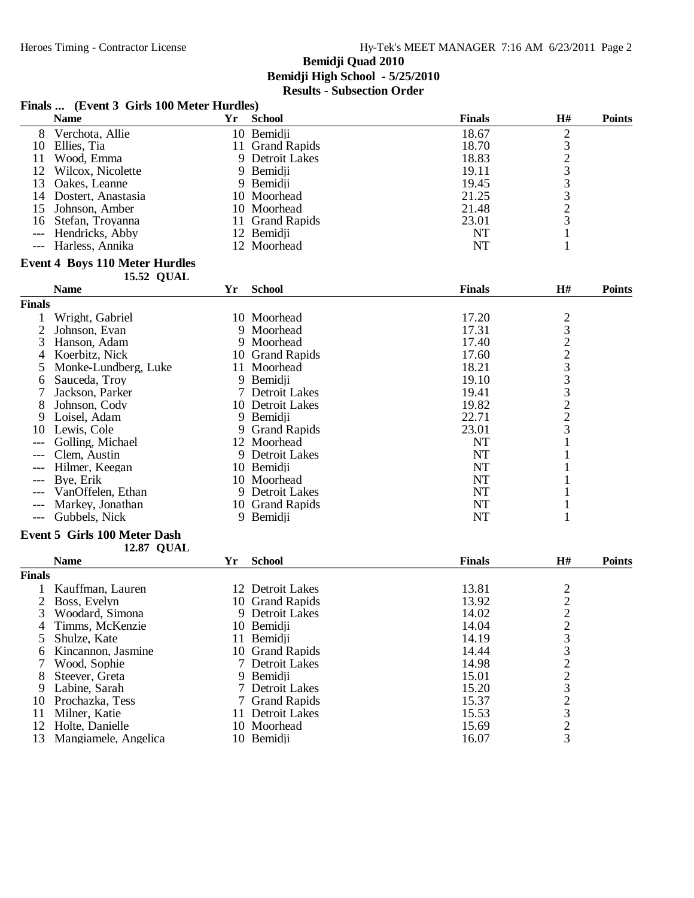# Bemidji Quad 2010

**Bemidji High School - 5/25/2010**

**Results - Subsection Order**

### Finals ... (Event 3 Girls 100 Meter Hurdles)

| | Name | Yr | School | Finals | H# | Points |
|---|---|---|---|---|---|---|
| 8 | Verchota, Allie | 10 | Bemidji | 18.67 | 2 | |
| 10 | Ellies, Tia | 11 | Grand Rapids | 18.70 | 3 | |
| 11 | Wood, Emma | 9 | Detroit Lakes | 18.83 | 2 | |
| 12 | Wilcox, Nicolette | 9 | Bemidji | 19.11 | 3 | |
| 13 | Oakes, Leanne | 9 | Bemidji | 19.45 | 3 | |
| 14 | Dostert, Anastasia | 10 | Moorhead | 21.25 | 3 | |
| 15 | Johnson, Amber | 10 | Moorhead | 21.48 | 2 | |
| 16 | Stefan, Troyanna | 11 | Grand Rapids | 23.01 | 3 | |
| --- | Hendricks, Abby | 12 | Bemidji | NT | 1 | |
| --- | Harless, Annika | 12 | Moorhead | NT | 1 | |

### Event 4 Boys 110 Meter Hurdles

15.52 QUAL

| | Name | Yr | School | Finals | H# | Points |
|---|---|---|---|---|---|---|
| **Finals** | | | | | | |
| 1 | Wright, Gabriel | 10 | Moorhead | 17.20 | 2 | |
| 2 | Johnson, Evan | 9 | Moorhead | 17.31 | 3 | |
| 3 | Hanson, Adam | 9 | Moorhead | 17.40 | 2 | |
| 4 | Koerbitz, Nick | 10 | Grand Rapids | 17.60 | 2 | |
| 5 | Monke-Lundberg, Luke | 11 | Moorhead | 18.21 | 3 | |
| 6 | Sauceda, Troy | 9 | Bemidji | 19.10 | 3 | |
| 7 | Jackson, Parker | 7 | Detroit Lakes | 19.41 | 3 | |
| 8 | Johnson, Cody | 10 | Detroit Lakes | 19.82 | 2 | |
| 9 | Loisel, Adam | 9 | Bemidji | 22.71 | 2 | |
| 10 | Lewis, Cole | 9 | Grand Rapids | 23.01 | 3 | |
| --- | Golling, Michael | 12 | Moorhead | NT | 1 | |
| --- | Clem, Austin | 9 | Detroit Lakes | NT | 1 | |
| --- | Hilmer, Keegan | 10 | Bemidji | NT | 1 | |
| --- | Bye, Erik | 10 | Moorhead | NT | 1 | |
| --- | VanOffelen, Ethan | 9 | Detroit Lakes | NT | 1 | |
| --- | Markey, Jonathan | 10 | Grand Rapids | NT | 1 | |
| --- | Gubbels, Nick | 9 | Bemidji | NT | 1 | |

### Event 5 Girls 100 Meter Dash

12.87 QUAL

| | Name | Yr | School | Finals | H# | Points |
|---|---|---|---|---|---|---|
| **Finals** | | | | | | |
| 1 | Kauffman, Lauren | 12 | Detroit Lakes | 13.81 | 2 | |
| 2 | Boss, Evelyn | 10 | Grand Rapids | 13.92 | 2 | |
| 3 | Woodard, Simona | 9 | Detroit Lakes | 14.02 | 2 | |
| 4 | Timms, McKenzie | 10 | Bemidji | 14.04 | 2 | |
| 5 | Shulze, Kate | 11 | Bemidji | 14.19 | 3 | |
| 6 | Kincannon, Jasmine | 10 | Grand Rapids | 14.44 | 3 | |
| 7 | Wood, Sophie | 7 | Detroit Lakes | 14.98 | 2 | |
| 8 | Steever, Greta | 9 | Bemidji | 15.01 | 2 | |
| 9 | Labine, Sarah | 7 | Detroit Lakes | 15.20 | 3 | |
| 10 | Prochazka, Tess | 7 | Grand Rapids | 15.37 | 2 | |
| 11 | Milner, Katie | 11 | Detroit Lakes | 15.53 | 3 | |
| 12 | Holte, Danielle | 10 | Moorhead | 15.69 | 2 | |
| 13 | Mangiamele, Angelica | 10 | Bemidji | 16.07 | 3 | |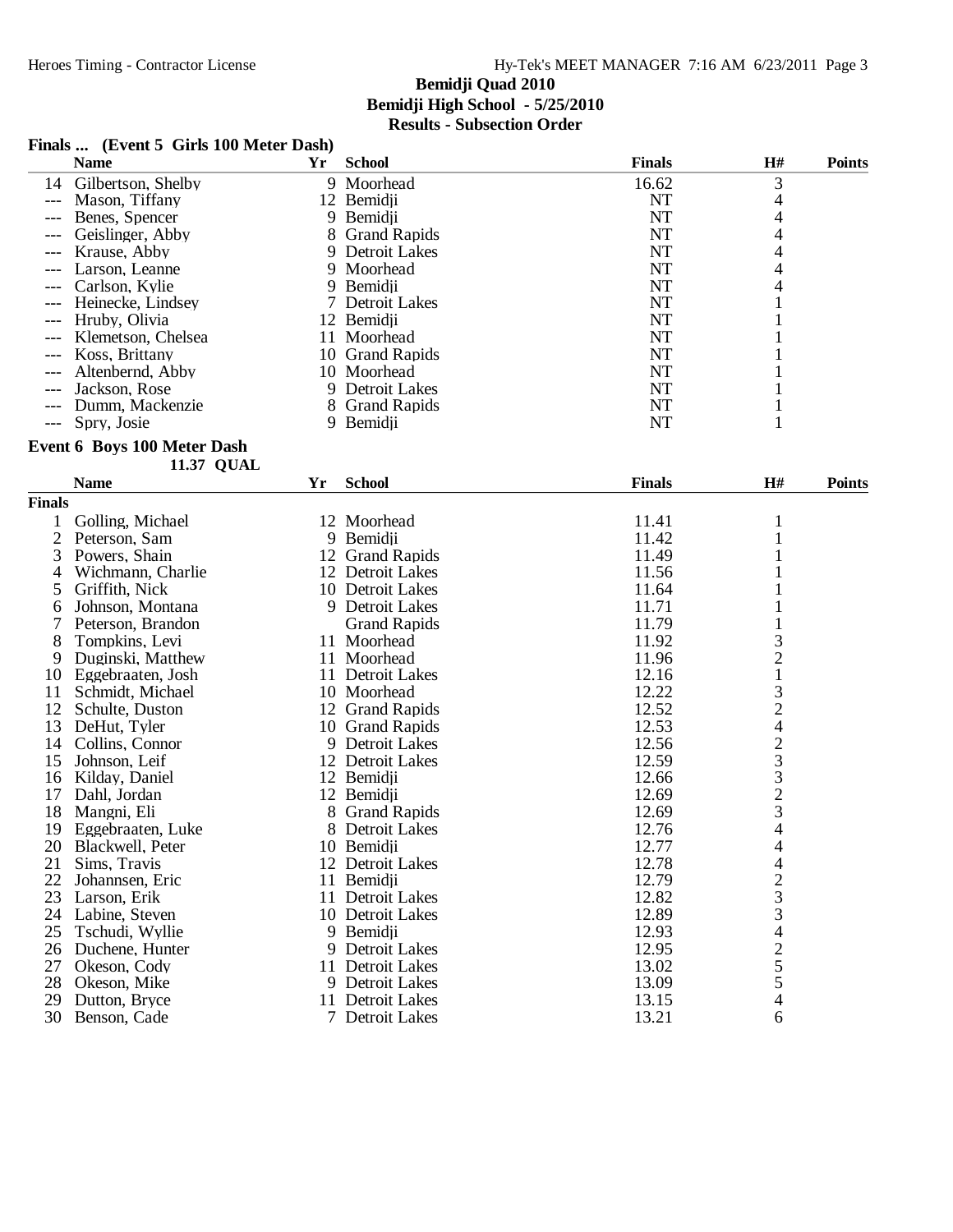# Bemidji Quad 2010

**Bemidji High School - 5/25/2010**

**Results - Subsection Order**

### Finals ... (Event 5 Girls 100 Meter Dash)

| | Name | Yr | School | Finals | H# | Points |
|---|---|---|---|---|---|---|
| 14 | Gilbertson, Shelby | 9 | Moorhead | 16.62 | 3 | |
| --- | Mason, Tiffany | 12 | Bemidji | NT | 4 | |
| --- | Benes, Spencer | 9 | Bemidji | NT | 4 | |
| --- | Geislinger, Abby | 8 | Grand Rapids | NT | 4 | |
| --- | Krause, Abby | 9 | Detroit Lakes | NT | 4 | |
| --- | Larson, Leanne | 9 | Moorhead | NT | 4 | |
| --- | Carlson, Kylie | 9 | Bemidji | NT | 4 | |
| --- | Heinecke, Lindsey | 7 | Detroit Lakes | NT | 1 | |
| --- | Hruby, Olivia | 12 | Bemidji | NT | 1 | |
| --- | Klemetson, Chelsea | 11 | Moorhead | NT | 1 | |
| --- | Koss, Brittany | 10 | Grand Rapids | NT | 1 | |
| --- | Altenbernd, Abby | 10 | Moorhead | NT | 1 | |
| --- | Jackson, Rose | 9 | Detroit Lakes | NT | 1 | |
| --- | Dumm, Mackenzie | 8 | Grand Rapids | NT | 1 | |
| --- | Spry, Josie | 9 | Bemidji | NT | 1 | |

### Event 6 Boys 100 Meter Dash

11.37 QUAL

**Finals**

| | Name | Yr | School | Finals | H# | Points |
|---|---|---|---|---|---|---|
| 1 | Golling, Michael | 12 | Moorhead | 11.41 | 1 | |
| 2 | Peterson, Sam | 9 | Bemidji | 11.42 | 1 | |
| 3 | Powers, Shain | 12 | Grand Rapids | 11.49 | 1 | |
| 4 | Wichmann, Charlie | 12 | Detroit Lakes | 11.56 | 1 | |
| 5 | Griffith, Nick | 10 | Detroit Lakes | 11.64 | 1 | |
| 6 | Johnson, Montana | 9 | Detroit Lakes | 11.71 | 1 | |
| 7 | Peterson, Brandon | | Grand Rapids | 11.79 | 1 | |
| 8 | Tompkins, Levi | 11 | Moorhead | 11.92 | 3 | |
| 9 | Duginski, Matthew | 11 | Moorhead | 11.96 | 2 | |
| 10 | Eggebraaten, Josh | 11 | Detroit Lakes | 12.16 | 1 | |
| 11 | Schmidt, Michael | 10 | Moorhead | 12.22 | 3 | |
| 12 | Schulte, Duston | 12 | Grand Rapids | 12.52 | 2 | |
| 13 | DeHut, Tyler | 10 | Grand Rapids | 12.53 | 4 | |
| 14 | Collins, Connor | 9 | Detroit Lakes | 12.56 | 2 | |
| 15 | Johnson, Leif | 12 | Detroit Lakes | 12.59 | 3 | |
| 16 | Kilday, Daniel | 12 | Bemidji | 12.66 | 3 | |
| 17 | Dahl, Jordan | 12 | Bemidji | 12.69 | 2 | |
| 18 | Mangni, Eli | 8 | Grand Rapids | 12.69 | 3 | |
| 19 | Eggebraaten, Luke | 8 | Detroit Lakes | 12.76 | 4 | |
| 20 | Blackwell, Peter | 10 | Bemidji | 12.77 | 4 | |
| 21 | Sims, Travis | 12 | Detroit Lakes | 12.78 | 4 | |
| 22 | Johannsen, Eric | 11 | Bemidji | 12.79 | 2 | |
| 23 | Larson, Erik | 11 | Detroit Lakes | 12.82 | 3 | |
| 24 | Labine, Steven | 10 | Detroit Lakes | 12.89 | 3 | |
| 25 | Tschudi, Wyllie | 9 | Bemidji | 12.93 | 4 | |
| 26 | Duchene, Hunter | 9 | Detroit Lakes | 12.95 | 2 | |
| 27 | Okeson, Cody | 11 | Detroit Lakes | 13.02 | 5 | |
| 28 | Okeson, Mike | 9 | Detroit Lakes | 13.09 | 5 | |
| 29 | Dutton, Bryce | 11 | Detroit Lakes | 13.15 | 4 | |
| 30 | Benson, Cade | 7 | Detroit Lakes | 13.21 | 6 | |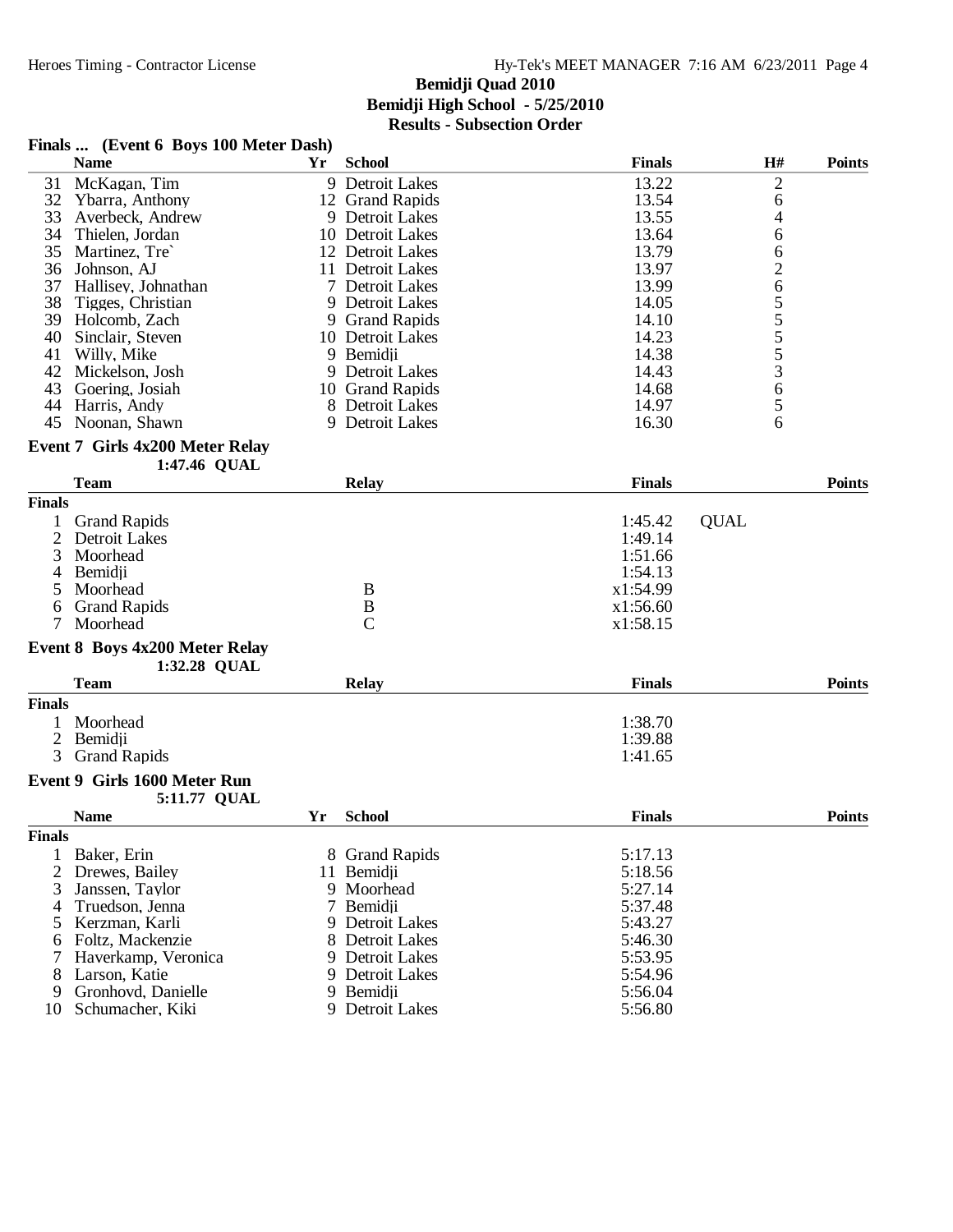## Bemidji Quad 2010

**Bemidji High School - 5/25/2010**

**Results - Subsection Order**

### Finals ... (Event 6 Boys 100 Meter Dash)

| | Name | Yr | School | Finals | H# | Points |
|---|---|---|---|---|---|---|
| 31 | McKagan, Tim | 9 | Detroit Lakes | 13.22 | 2 | |
| 32 | Ybarra, Anthony | 12 | Grand Rapids | 13.54 | 6 | |
| 33 | Averbeck, Andrew | 9 | Detroit Lakes | 13.55 | 4 | |
| 34 | Thielen, Jordan | 10 | Detroit Lakes | 13.64 | 6 | |
| 35 | Martinez, Tre` | 12 | Detroit Lakes | 13.79 | 6 | |
| 36 | Johnson, AJ | 11 | Detroit Lakes | 13.97 | 2 | |
| 37 | Hallisey, Johnathan | 7 | Detroit Lakes | 13.99 | 6 | |
| 38 | Tigges, Christian | 9 | Detroit Lakes | 14.05 | 5 | |
| 39 | Holcomb, Zach | 9 | Grand Rapids | 14.10 | 5 | |
| 40 | Sinclair, Steven | 10 | Detroit Lakes | 14.23 | 5 | |
| 41 | Willy, Mike | 9 | Bemidji | 14.38 | 5 | |
| 42 | Mickelson, Josh | 9 | Detroit Lakes | 14.43 | 3 | |
| 43 | Goering, Josiah | 10 | Grand Rapids | 14.68 | 6 | |
| 44 | Harris, Andy | 8 | Detroit Lakes | 14.97 | 5 | |
| 45 | Noonan, Shawn | 9 | Detroit Lakes | 16.30 | 6 | |

### Event 7 Girls 4x200 Meter Relay

1:47.46 QUAL

| | Team | Relay | Finals | | Points |
|---|---|---|---|---|---|
| **Finals** | | | | | |
| 1 | Grand Rapids | | 1:45.42 | QUAL | |
| 2 | Detroit Lakes | | 1:49.14 | | |
| 3 | Moorhead | | 1:51.66 | | |
| 4 | Bemidji | | 1:54.13 | | |
| 5 | Moorhead | B | x1:54.99 | | |
| 6 | Grand Rapids | B | x1:56.60 | | |
| 7 | Moorhead | C | x1:58.15 | | |

### Event 8 Boys 4x200 Meter Relay

1:32.28 QUAL

| | Team | Relay | Finals | Points |
|---|---|---|---|---|
| **Finals** | | | | |
| 1 | Moorhead | | 1:38.70 | |
| 2 | Bemidji | | 1:39.88 | |
| 3 | Grand Rapids | | 1:41.65 | |

### Event 9 Girls 1600 Meter Run

5:11.77 QUAL

| | Name | Yr | School | Finals | Points |
|---|---|---|---|---|---|
| **Finals** | | | | | |
| 1 | Baker, Erin | 8 | Grand Rapids | 5:17.13 | |
| 2 | Drewes, Bailey | 11 | Bemidji | 5:18.56 | |
| 3 | Janssen, Taylor | 9 | Moorhead | 5:27.14 | |
| 4 | Truedson, Jenna | 7 | Bemidji | 5:37.48 | |
| 5 | Kerzman, Karli | 9 | Detroit Lakes | 5:43.27 | |
| 6 | Foltz, Mackenzie | 8 | Detroit Lakes | 5:46.30 | |
| 7 | Haverkamp, Veronica | 9 | Detroit Lakes | 5:53.95 | |
| 8 | Larson, Katie | 9 | Detroit Lakes | 5:54.96 | |
| 9 | Gronhovd, Danielle | 9 | Bemidji | 5:56.04 | |
| 10 | Schumacher, Kiki | 9 | Detroit Lakes | 5:56.80 | |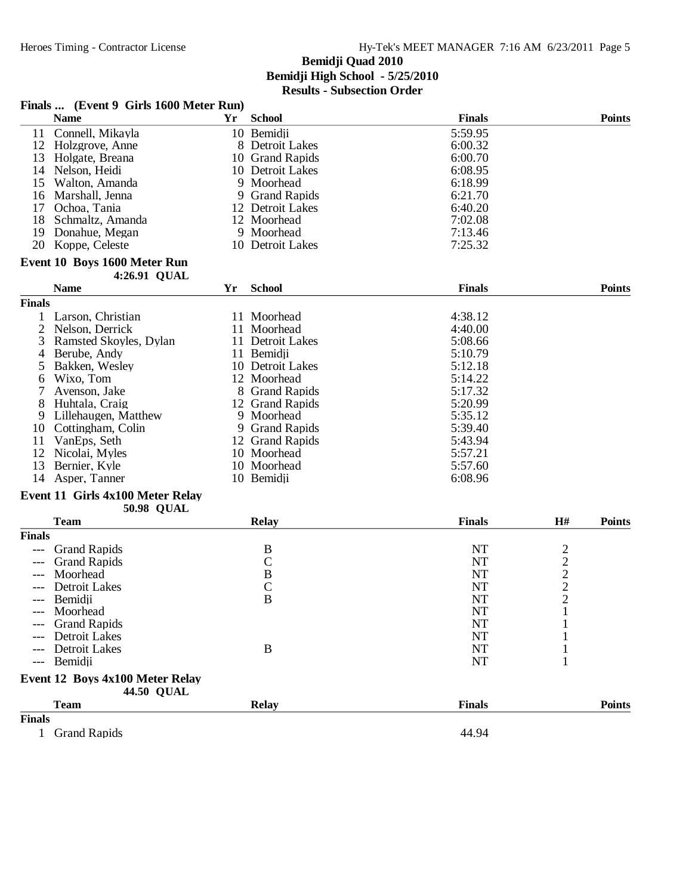**Bemidji Quad 2010**
**Bemidji High School - 5/25/2010**
**Results - Subsection Order**

### Finals ... (Event 9 Girls 1600 Meter Run)

| | Name | Yr | School | Finals | Points |
|---|---|---|---|---|---|
| 11 | Connell, Mikayla | 10 | Bemidji | 5:59.95 | |
| 12 | Holzgrove, Anne | 8 | Detroit Lakes | 6:00.32 | |
| 13 | Holgate, Breana | 10 | Grand Rapids | 6:00.70 | |
| 14 | Nelson, Heidi | 10 | Detroit Lakes | 6:08.95 | |
| 15 | Walton, Amanda | 9 | Moorhead | 6:18.99 | |
| 16 | Marshall, Jenna | 9 | Grand Rapids | 6:21.70 | |
| 17 | Ochoa, Tania | 12 | Detroit Lakes | 6:40.20 | |
| 18 | Schmaltz, Amanda | 12 | Moorhead | 7:02.08 | |
| 19 | Donahue, Megan | 9 | Moorhead | 7:13.46 | |
| 20 | Koppe, Celeste | 10 | Detroit Lakes | 7:25.32 | |

### Event 10 Boys 1600 Meter Run

4:26.91 QUAL

| | Name | Yr | School | Finals | Points |
|---|---|---|---|---|---|
| **Finals** | | | | | |
| 1 | Larson, Christian | 11 | Moorhead | 4:38.12 | |
| 2 | Nelson, Derrick | 11 | Moorhead | 4:40.00 | |
| 3 | Ramsted Skoyles, Dylan | 11 | Detroit Lakes | 5:08.66 | |
| 4 | Berube, Andy | 11 | Bemidji | 5:10.79 | |
| 5 | Bakken, Wesley | 10 | Detroit Lakes | 5:12.18 | |
| 6 | Wixo, Tom | 12 | Moorhead | 5:14.22 | |
| 7 | Avenson, Jake | 8 | Grand Rapids | 5:17.32 | |
| 8 | Huhtala, Craig | 12 | Grand Rapids | 5:20.99 | |
| 9 | Lillehaugen, Matthew | 9 | Moorhead | 5:35.12 | |
| 10 | Cottingham, Colin | 9 | Grand Rapids | 5:39.40 | |
| 11 | VanEps, Seth | 12 | Grand Rapids | 5:43.94 | |
| 12 | Nicolai, Myles | 10 | Moorhead | 5:57.21 | |
| 13 | Bernier, Kyle | 10 | Moorhead | 5:57.60 | |
| 14 | Asper, Tanner | 10 | Bemidji | 6:08.96 | |

### Event 11 Girls 4x100 Meter Relay

50.98 QUAL

| | Team | Relay | Finals | H# | Points |
|---|---|---|---|---|---|
| **Finals** | | | | | |
| --- | Grand Rapids | B | NT | 2 | |
| --- | Grand Rapids | C | NT | 2 | |
| --- | Moorhead | B | NT | 2 | |
| --- | Detroit Lakes | C | NT | 2 | |
| --- | Bemidji | B | NT | 2 | |
| --- | Moorhead | | NT | 1 | |
| --- | Grand Rapids | | NT | 1 | |
| --- | Detroit Lakes | | NT | 1 | |
| --- | Detroit Lakes | B | NT | 1 | |
| --- | Bemidji | | NT | 1 | |

### Event 12 Boys 4x100 Meter Relay

44.50 QUAL

| | Team | Relay | Finals | Points |
|---|---|---|---|---|
| **Finals** | | | | |
| 1 | Grand Rapids | | 44.94 | |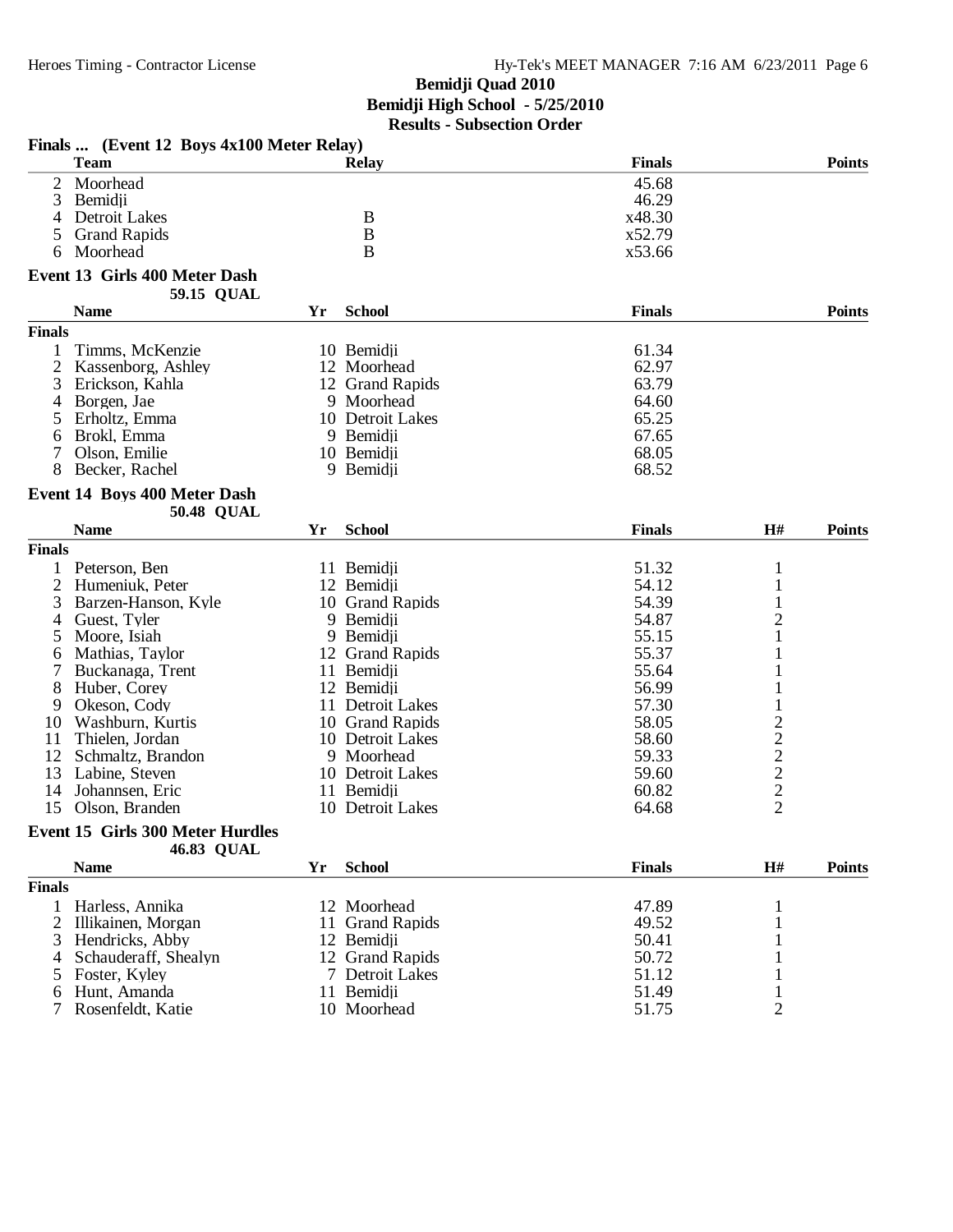# Bemidji Quad 2010

## Bemidji High School - 5/25/2010

### Results - Subsection Order

**Finals ... (Event 12 Boys 4x100 Meter Relay)**

| | Team | Relay | Finals | Points |
|---|---|---|---|---|
| 2 | Moorhead | | 45.68 | |
| 3 | Bemidji | | 46.29 | |
| 4 | Detroit Lakes | B | x48.30 | |
| 5 | Grand Rapids | B | x52.79 | |
| 6 | Moorhead | B | x53.66 | |

**Event 13 Girls 400 Meter Dash**

59.15 QUAL

| | Name | Yr | School | Finals | Points |
|---|---|---|---|---|---|
| **Finals** | | | | | |
| 1 | Timms, McKenzie | 10 | Bemidji | 61.34 | |
| 2 | Kassenborg, Ashley | 12 | Moorhead | 62.97 | |
| 3 | Erickson, Kahla | 12 | Grand Rapids | 63.79 | |
| 4 | Borgen, Jae | 9 | Moorhead | 64.60 | |
| 5 | Erholtz, Emma | 10 | Detroit Lakes | 65.25 | |
| 6 | Brokl, Emma | 9 | Bemidji | 67.65 | |
| 7 | Olson, Emilie | 10 | Bemidji | 68.05 | |
| 8 | Becker, Rachel | 9 | Bemidji | 68.52 | |

**Event 14 Boys 400 Meter Dash**

50.48 QUAL

| | Name | Yr | School | Finals | H# | Points |
|---|---|---|---|---|---|---|
| **Finals** | | | | | | |
| 1 | Peterson, Ben | 11 | Bemidji | 51.32 | 1 | |
| 2 | Humeniuk, Peter | 12 | Bemidji | 54.12 | 1 | |
| 3 | Barzen-Hanson, Kyle | 10 | Grand Rapids | 54.39 | 1 | |
| 4 | Guest, Tyler | 9 | Bemidji | 54.87 | 2 | |
| 5 | Moore, Isiah | 9 | Bemidji | 55.15 | 1 | |
| 6 | Mathias, Taylor | 12 | Grand Rapids | 55.37 | 1 | |
| 7 | Buckanaga, Trent | 11 | Bemidji | 55.64 | 1 | |
| 8 | Huber, Corey | 12 | Bemidji | 56.99 | 1 | |
| 9 | Okeson, Cody | 11 | Detroit Lakes | 57.30 | 1 | |
| 10 | Washburn, Kurtis | 10 | Grand Rapids | 58.05 | 2 | |
| 11 | Thielen, Jordan | 10 | Detroit Lakes | 58.60 | 2 | |
| 12 | Schmaltz, Brandon | 9 | Moorhead | 59.33 | 2 | |
| 13 | Labine, Steven | 10 | Detroit Lakes | 59.60 | 2 | |
| 14 | Johannsen, Eric | 11 | Bemidji | 60.82 | 2 | |
| 15 | Olson, Branden | 10 | Detroit Lakes | 64.68 | 2 | |

**Event 15 Girls 300 Meter Hurdles**

46.83 QUAL

| | Name | Yr | School | Finals | H# | Points |
|---|---|---|---|---|---|---|
| **Finals** | | | | | | |
| 1 | Harless, Annika | 12 | Moorhead | 47.89 | 1 | |
| 2 | Illikainen, Morgan | 11 | Grand Rapids | 49.52 | 1 | |
| 3 | Hendricks, Abby | 12 | Bemidji | 50.41 | 1 | |
| 4 | Schauderaff, Shealyn | 12 | Grand Rapids | 50.72 | 1 | |
| 5 | Foster, Kyley | 7 | Detroit Lakes | 51.12 | 1 | |
| 6 | Hunt, Amanda | 11 | Bemidji | 51.49 | 1 | |
| 7 | Rosenfeldt, Katie | 10 | Moorhead | 51.75 | 2 | |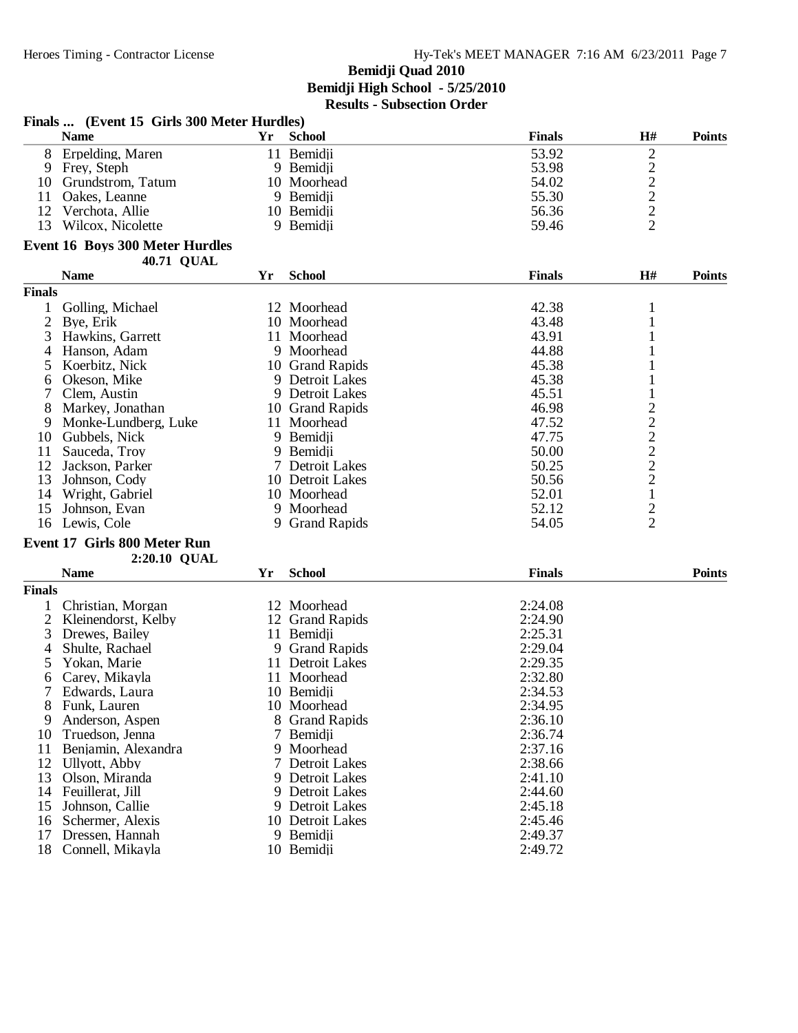# Bemidji Quad 2010

**Bemidji High School - 5/25/2010**

**Results - Subsection Order**

### Finals ... (Event 15 Girls 300 Meter Hurdles)

| | Name | Yr | School | Finals | H# | Points |
|---|---|---|---|---|---|---|
| 8 | Erpelding, Maren | 11 | Bemidji | 53.92 | 2 | |
| 9 | Frey, Steph | 9 | Bemidji | 53.98 | 2 | |
| 10 | Grundstrom, Tatum | 10 | Moorhead | 54.02 | 2 | |
| 11 | Oakes, Leanne | 9 | Bemidji | 55.30 | 2 | |
| 12 | Verchota, Allie | 10 | Bemidji | 56.36 | 2 | |
| 13 | Wilcox, Nicolette | 9 | Bemidji | 59.46 | 2 | |

### Event 16 Boys 300 Meter Hurdles

**40.71 QUAL**

| | Name | Yr | School | Finals | H# | Points |
|---|---|---|---|---|---|---|
| **Finals** | | | | | | |
| 1 | Golling, Michael | 12 | Moorhead | 42.38 | 1 | |
| 2 | Bye, Erik | 10 | Moorhead | 43.48 | 1 | |
| 3 | Hawkins, Garrett | 11 | Moorhead | 43.91 | 1 | |
| 4 | Hanson, Adam | 9 | Moorhead | 44.88 | 1 | |
| 5 | Koerbitz, Nick | 10 | Grand Rapids | 45.38 | 1 | |
| 6 | Okeson, Mike | 9 | Detroit Lakes | 45.38 | 1 | |
| 7 | Clem, Austin | 9 | Detroit Lakes | 45.51 | 1 | |
| 8 | Markey, Jonathan | 10 | Grand Rapids | 46.98 | 2 | |
| 9 | Monke-Lundberg, Luke | 11 | Moorhead | 47.52 | 2 | |
| 10 | Gubbels, Nick | 9 | Bemidji | 47.75 | 2 | |
| 11 | Sauceda, Troy | 9 | Bemidji | 50.00 | 2 | |
| 12 | Jackson, Parker | 7 | Detroit Lakes | 50.25 | 2 | |
| 13 | Johnson, Cody | 10 | Detroit Lakes | 50.56 | 2 | |
| 14 | Wright, Gabriel | 10 | Moorhead | 52.01 | 1 | |
| 15 | Johnson, Evan | 9 | Moorhead | 52.12 | 2 | |
| 16 | Lewis, Cole | 9 | Grand Rapids | 54.05 | 2 | |

### Event 17 Girls 800 Meter Run

**2:20.10 QUAL**

| | Name | Yr | School | Finals | Points |
|---|---|---|---|---|---|
| **Finals** | | | | | |
| 1 | Christian, Morgan | 12 | Moorhead | 2:24.08 | |
| 2 | Kleinendorst, Kelby | 12 | Grand Rapids | 2:24.90 | |
| 3 | Drewes, Bailey | 11 | Bemidji | 2:25.31 | |
| 4 | Shulte, Rachael | 9 | Grand Rapids | 2:29.04 | |
| 5 | Yokan, Marie | 11 | Detroit Lakes | 2:29.35 | |
| 6 | Carey, Mikayla | 11 | Moorhead | 2:32.80 | |
| 7 | Edwards, Laura | 10 | Bemidji | 2:34.53 | |
| 8 | Funk, Lauren | 10 | Moorhead | 2:34.95 | |
| 9 | Anderson, Aspen | 8 | Grand Rapids | 2:36.10 | |
| 10 | Truedson, Jenna | 7 | Bemidji | 2:36.74 | |
| 11 | Benjamin, Alexandra | 9 | Moorhead | 2:37.16 | |
| 12 | Ullyott, Abby | 7 | Detroit Lakes | 2:38.66 | |
| 13 | Olson, Miranda | 9 | Detroit Lakes | 2:41.10 | |
| 14 | Feuillerat, Jill | 9 | Detroit Lakes | 2:44.60 | |
| 15 | Johnson, Callie | 9 | Detroit Lakes | 2:45.18 | |
| 16 | Schermer, Alexis | 10 | Detroit Lakes | 2:45.46 | |
| 17 | Dressen, Hannah | 9 | Bemidji | 2:49.37 | |
| 18 | Connell, Mikayla | 10 | Bemidji | 2:49.72 | |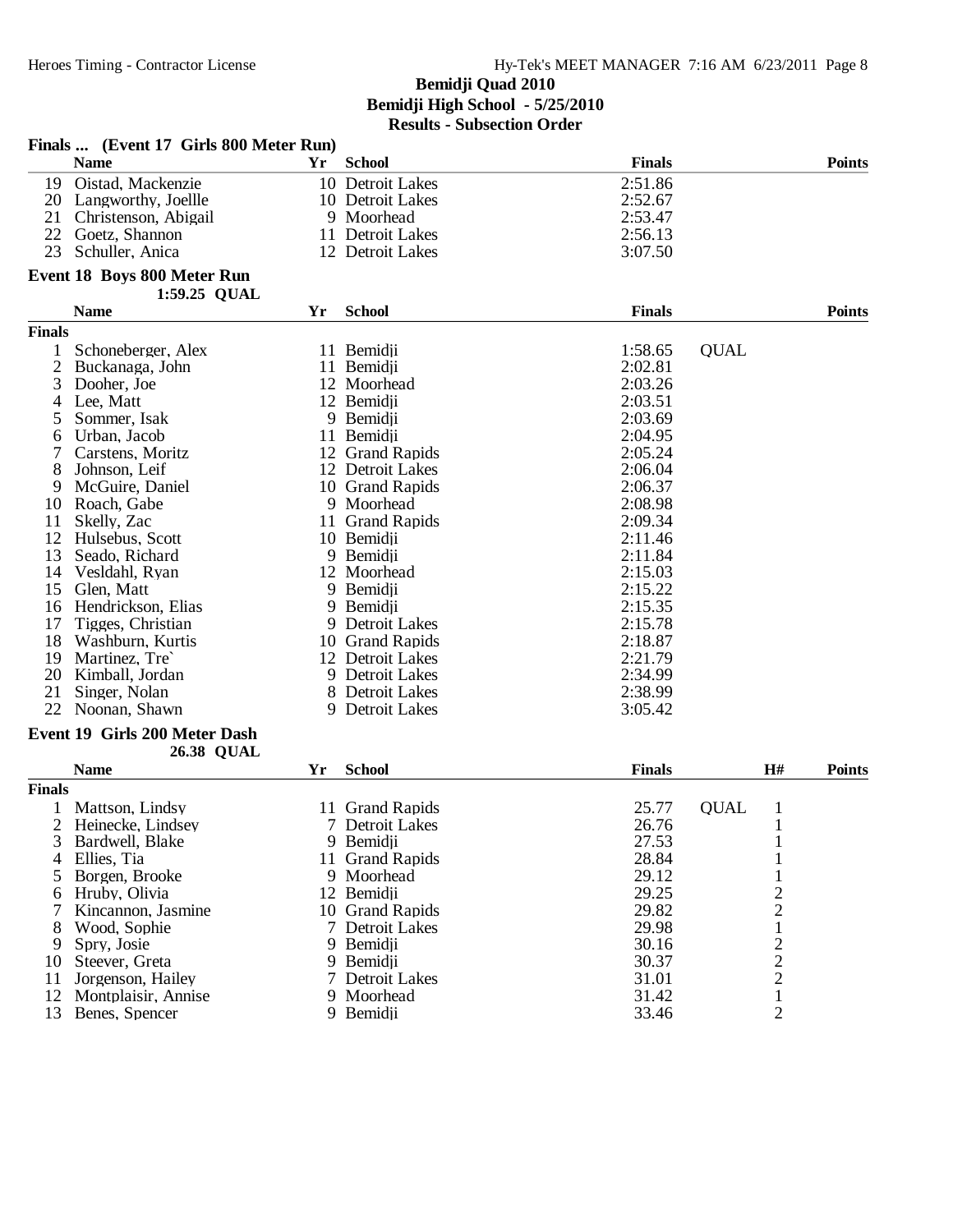# Bemidji Quad 2010

**Bemidji High School - 5/25/2010**

**Results - Subsection Order**

## Finals ... (Event 17 Girls 800 Meter Run)

| | Name | Yr | School | Finals | Points |
|---|---|---|---|---|---|
| 19 | Oistad, Mackenzie | 10 | Detroit Lakes | 2:51.86 | |
| 20 | Langworthy, Joellle | 10 | Detroit Lakes | 2:52.67 | |
| 21 | Christenson, Abigail | 9 | Moorhead | 2:53.47 | |
| 22 | Goetz, Shannon | 11 | Detroit Lakes | 2:56.13 | |
| 23 | Schuller, Anica | 12 | Detroit Lakes | 3:07.50 | |

## Event 18 Boys 800 Meter Run

1:59.25 QUAL

**Finals**

| | Name | Yr | School | Finals | | Points |
|---|---|---|---|---|---|---|
| 1 | Schoneberger, Alex | 11 | Bemidji | 1:58.65 | QUAL | |
| 2 | Buckanaga, John | 11 | Bemidji | 2:02.81 | | |
| 3 | Dooher, Joe | 12 | Moorhead | 2:03.26 | | |
| 4 | Lee, Matt | 12 | Bemidji | 2:03.51 | | |
| 5 | Sommer, Isak | 9 | Bemidji | 2:03.69 | | |
| 6 | Urban, Jacob | 11 | Bemidji | 2:04.95 | | |
| 7 | Carstens, Moritz | 12 | Grand Rapids | 2:05.24 | | |
| 8 | Johnson, Leif | 12 | Detroit Lakes | 2:06.04 | | |
| 9 | McGuire, Daniel | 10 | Grand Rapids | 2:06.37 | | |
| 10 | Roach, Gabe | 9 | Moorhead | 2:08.98 | | |
| 11 | Skelly, Zac | 11 | Grand Rapids | 2:09.34 | | |
| 12 | Hulsebus, Scott | 10 | Bemidji | 2:11.46 | | |
| 13 | Seado, Richard | 9 | Bemidji | 2:11.84 | | |
| 14 | Vesldahl, Ryan | 12 | Moorhead | 2:15.03 | | |
| 15 | Glen, Matt | 9 | Bemidji | 2:15.22 | | |
| 16 | Hendrickson, Elias | 9 | Bemidji | 2:15.35 | | |
| 17 | Tigges, Christian | 9 | Detroit Lakes | 2:15.78 | | |
| 18 | Washburn, Kurtis | 10 | Grand Rapids | 2:18.87 | | |
| 19 | Martinez, Tre` | 12 | Detroit Lakes | 2:21.79 | | |
| 20 | Kimball, Jordan | 9 | Detroit Lakes | 2:34.99 | | |
| 21 | Singer, Nolan | 8 | Detroit Lakes | 2:38.99 | | |
| 22 | Noonan, Shawn | 9 | Detroit Lakes | 3:05.42 | | |

## Event 19 Girls 200 Meter Dash

26.38 QUAL

**Finals**

| | Name | Yr | School | Finals | | H# | Points |
|---|---|---|---|---|---|---|---|
| 1 | Mattson, Lindsy | 11 | Grand Rapids | 25.77 | QUAL | 1 | |
| 2 | Heinecke, Lindsey | 7 | Detroit Lakes | 26.76 | | 1 | |
| 3 | Bardwell, Blake | 9 | Bemidji | 27.53 | | 1 | |
| 4 | Ellies, Tia | 11 | Grand Rapids | 28.84 | | 1 | |
| 5 | Borgen, Brooke | 9 | Moorhead | 29.12 | | 1 | |
| 6 | Hruby, Olivia | 12 | Bemidji | 29.25 | | 2 | |
| 7 | Kincannon, Jasmine | 10 | Grand Rapids | 29.82 | | 2 | |
| 8 | Wood, Sophie | 7 | Detroit Lakes | 29.98 | | 1 | |
| 9 | Spry, Josie | 9 | Bemidji | 30.16 | | 2 | |
| 10 | Steever, Greta | 9 | Bemidji | 30.37 | | 2 | |
| 11 | Jorgenson, Hailey | 7 | Detroit Lakes | 31.01 | | 2 | |
| 12 | Montplaisir, Annise | 9 | Moorhead | 31.42 | | 1 | |
| 13 | Benes, Spencer | 9 | Bemidji | 33.46 | | 2 | |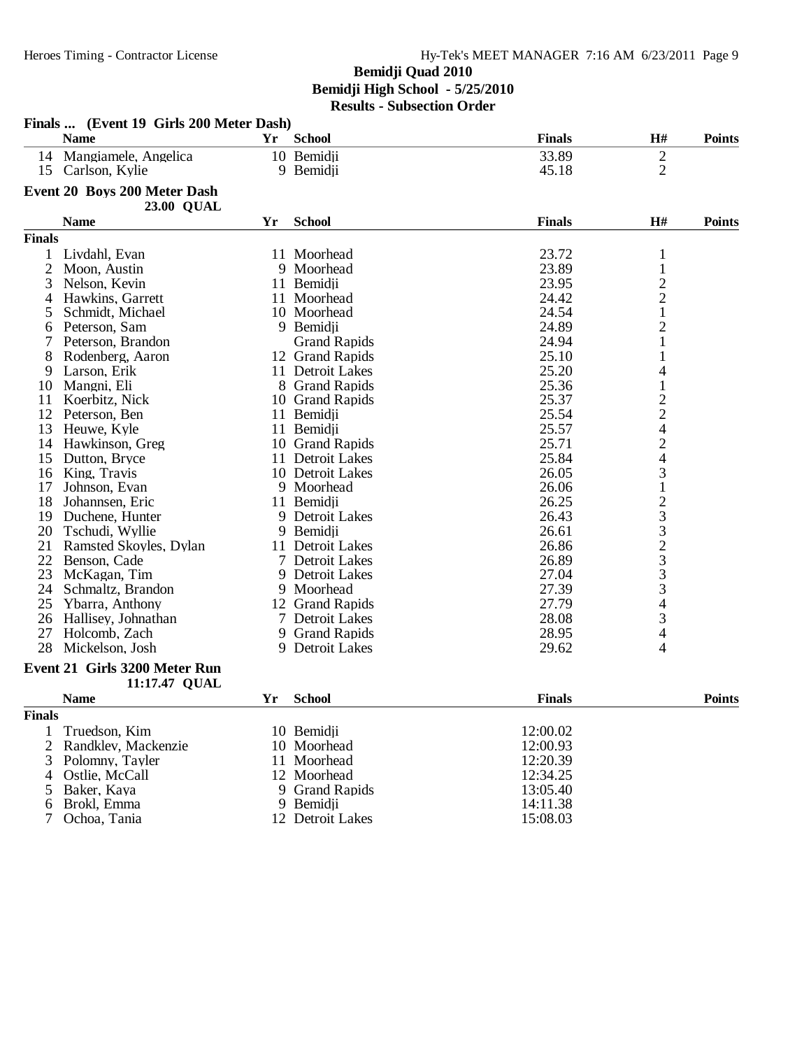**Bemidji Quad 2010**
**Bemidji High School - 5/25/2010**
**Results - Subsection Order**

### Finals ... (Event 19 Girls 200 Meter Dash)

| | Name | Yr | School | Finals | H# | Points |
|---|---|---|---|---|---|---|
| 14 | Mangiamele, Angelica | 10 | Bemidji | 33.89 | 2 | |
| 15 | Carlson, Kylie | 9 | Bemidji | 45.18 | 2 | |

### Event 20 Boys 200 Meter Dash

23.00 QUAL

| | Name | Yr | School | Finals | H# | Points |
|---|---|---|---|---|---|---|
| **Finals** | | | | | | |
| 1 | Livdahl, Evan | 11 | Moorhead | 23.72 | 1 | |
| 2 | Moon, Austin | 9 | Moorhead | 23.89 | 1 | |
| 3 | Nelson, Kevin | 11 | Bemidji | 23.95 | 2 | |
| 4 | Hawkins, Garrett | 11 | Moorhead | 24.42 | 2 | |
| 5 | Schmidt, Michael | 10 | Moorhead | 24.54 | 1 | |
| 6 | Peterson, Sam | 9 | Bemidji | 24.89 | 2 | |
| 7 | Peterson, Brandon | | Grand Rapids | 24.94 | 1 | |
| 8 | Rodenberg, Aaron | 12 | Grand Rapids | 25.10 | 1 | |
| 9 | Larson, Erik | 11 | Detroit Lakes | 25.20 | 4 | |
| 10 | Mangni, Eli | 8 | Grand Rapids | 25.36 | 1 | |
| 11 | Koerbitz, Nick | 10 | Grand Rapids | 25.37 | 2 | |
| 12 | Peterson, Ben | 11 | Bemidji | 25.54 | 2 | |
| 13 | Heuwe, Kyle | 11 | Bemidji | 25.57 | 4 | |
| 14 | Hawkinson, Greg | 10 | Grand Rapids | 25.71 | 2 | |
| 15 | Dutton, Bryce | 11 | Detroit Lakes | 25.84 | 4 | |
| 16 | King, Travis | 10 | Detroit Lakes | 26.05 | 3 | |
| 17 | Johnson, Evan | 9 | Moorhead | 26.06 | 1 | |
| 18 | Johannsen, Eric | 11 | Bemidji | 26.25 | 2 | |
| 19 | Duchene, Hunter | 9 | Detroit Lakes | 26.43 | 3 | |
| 20 | Tschudi, Wyllie | 9 | Bemidji | 26.61 | 3 | |
| 21 | Ramsted Skoyles, Dylan | 11 | Detroit Lakes | 26.86 | 2 | |
| 22 | Benson, Cade | 7 | Detroit Lakes | 26.89 | 3 | |
| 23 | McKagan, Tim | 9 | Detroit Lakes | 27.04 | 3 | |
| 24 | Schmaltz, Brandon | 9 | Moorhead | 27.39 | 3 | |
| 25 | Ybarra, Anthony | 12 | Grand Rapids | 27.79 | 4 | |
| 26 | Hallisey, Johnathan | 7 | Detroit Lakes | 28.08 | 3 | |
| 27 | Holcomb, Zach | 9 | Grand Rapids | 28.95 | 4 | |
| 28 | Mickelson, Josh | 9 | Detroit Lakes | 29.62 | 4 | |

### Event 21 Girls 3200 Meter Run

11:17.47 QUAL

| | Name | Yr | School | Finals | Points |
|---|---|---|---|---|---|
| **Finals** | | | | | |
| 1 | Truedson, Kim | 10 | Bemidji | 12:00.02 | |
| 2 | Randklev, Mackenzie | 10 | Moorhead | 12:00.93 | |
| 3 | Polomny, Tayler | 11 | Moorhead | 12:20.39 | |
| 4 | Ostlie, McCall | 12 | Moorhead | 12:34.25 | |
| 5 | Baker, Kaya | 9 | Grand Rapids | 13:05.40 | |
| 6 | Brokl, Emma | 9 | Bemidji | 14:11.38 | |
| 7 | Ochoa, Tania | 12 | Detroit Lakes | 15:08.03 | |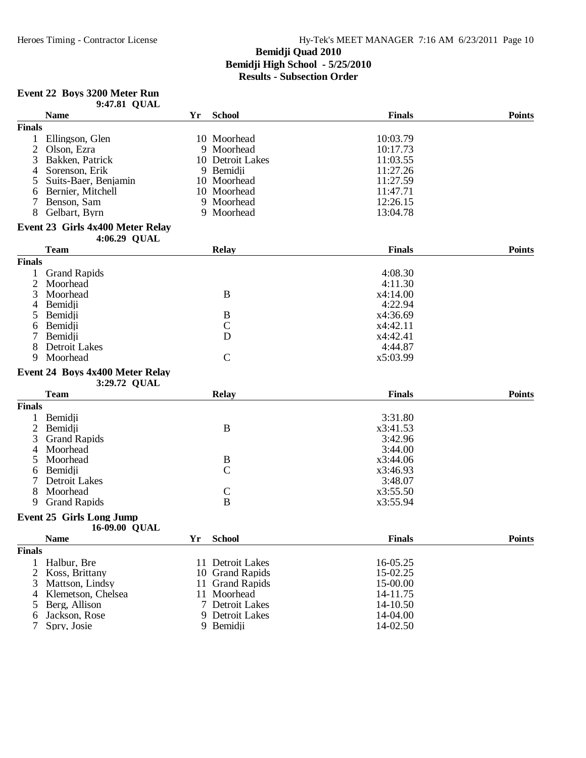**Bemidji Quad 2010**
**Bemidji High School - 5/25/2010**
**Results - Subsection Order**

### Event 22 Boys 3200 Meter Run

9:47.81 QUAL

| | Name | Yr | School | Finals | Points |
|---|---|---|---|---|---|
| **Finals** | | | | | |
| 1 | Ellingson, Glen | 10 | Moorhead | 10:03.79 | |
| 2 | Olson, Ezra | 9 | Moorhead | 10:17.73 | |
| 3 | Bakken, Patrick | 10 | Detroit Lakes | 11:03.55 | |
| 4 | Sorenson, Erik | 9 | Bemidji | 11:27.26 | |
| 5 | Suits-Baer, Benjamin | 10 | Moorhead | 11:27.59 | |
| 6 | Bernier, Mitchell | 10 | Moorhead | 11:47.71 | |
| 7 | Benson, Sam | 9 | Moorhead | 12:26.15 | |
| 8 | Gelbart, Byrn | 9 | Moorhead | 13:04.78 | |

### Event 23 Girls 4x400 Meter Relay

4:06.29 QUAL

| | Team | Relay | Finals | Points |
|---|---|---|---|---|
| **Finals** | | | | |
| 1 | Grand Rapids | | 4:08.30 | |
| 2 | Moorhead | | 4:11.30 | |
| 3 | Moorhead | B | x4:14.00 | |
| 4 | Bemidji | | 4:22.94 | |
| 5 | Bemidji | B | x4:36.69 | |
| 6 | Bemidji | C | x4:42.11 | |
| 7 | Bemidji | D | x4:42.41 | |
| 8 | Detroit Lakes | | 4:44.87 | |
| 9 | Moorhead | C | x5:03.99 | |

### Event 24 Boys 4x400 Meter Relay

3:29.72 QUAL

| | Team | Relay | Finals | Points |
|---|---|---|---|---|
| **Finals** | | | | |
| 1 | Bemidji | | 3:31.80 | |
| 2 | Bemidji | B | x3:41.53 | |
| 3 | Grand Rapids | | 3:42.96 | |
| 4 | Moorhead | | 3:44.00 | |
| 5 | Moorhead | B | x3:44.06 | |
| 6 | Bemidji | C | x3:46.93 | |
| 7 | Detroit Lakes | | 3:48.07 | |
| 8 | Moorhead | C | x3:55.50 | |
| 9 | Grand Rapids | B | x3:55.94 | |

### Event 25 Girls Long Jump

16-09.00 QUAL

| | Name | Yr | School | Finals | Points |
|---|---|---|---|---|---|
| **Finals** | | | | | |
| 1 | Halbur, Bre | 11 | Detroit Lakes | 16-05.25 | |
| 2 | Koss, Brittany | 10 | Grand Rapids | 15-02.25 | |
| 3 | Mattson, Lindsy | 11 | Grand Rapids | 15-00.00 | |
| 4 | Klemetson, Chelsea | 11 | Moorhead | 14-11.75 | |
| 5 | Berg, Allison | 7 | Detroit Lakes | 14-10.50 | |
| 6 | Jackson, Rose | 9 | Detroit Lakes | 14-04.00 | |
| 7 | Spry, Josie | 9 | Bemidji | 14-02.50 | |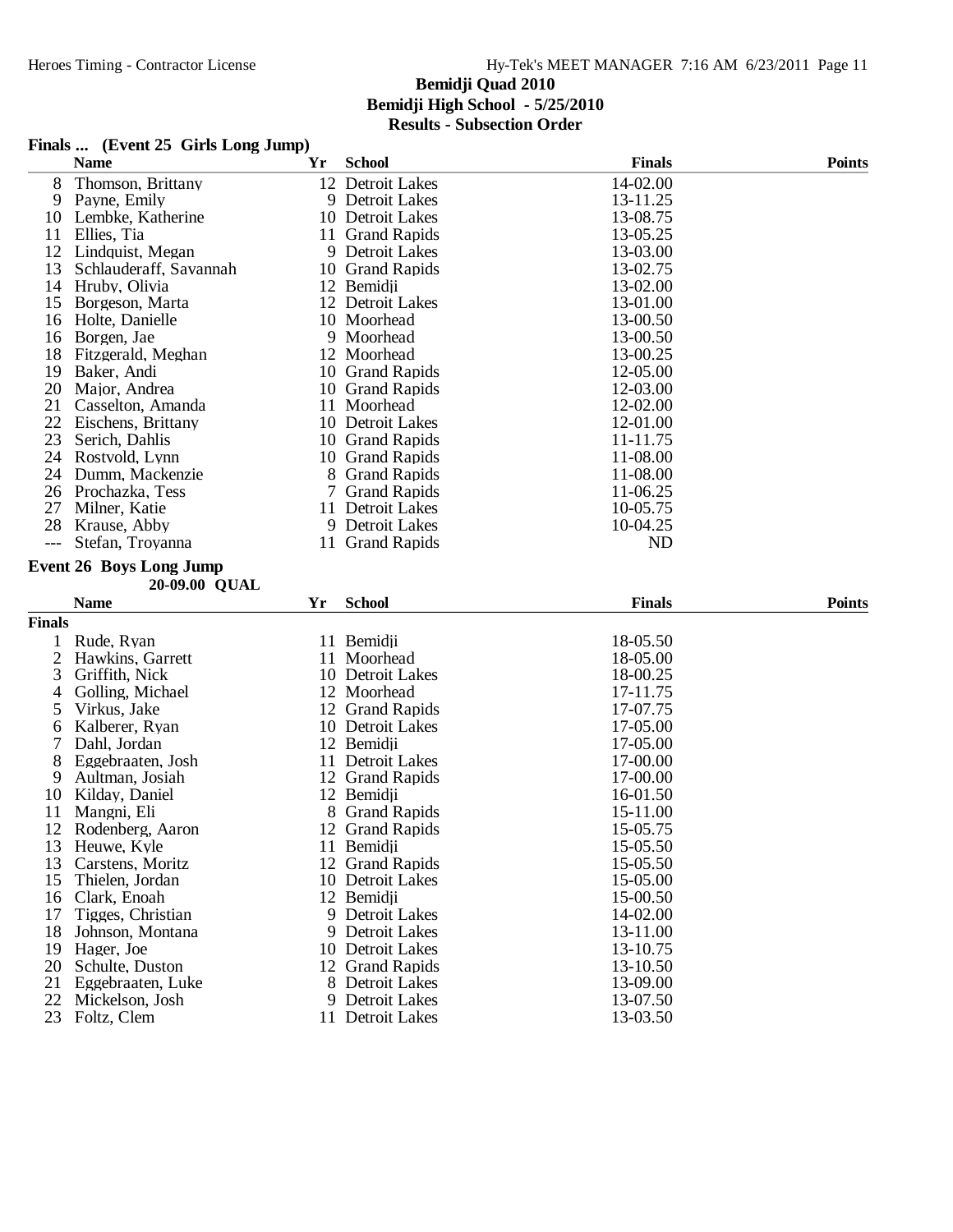## Bemidji Quad 2010

**Bemidji High School - 5/25/2010**

**Results - Subsection Order**

### Finals ... (Event 25 Girls Long Jump)

| | Name | Yr | School | Finals | Points |
|---|---|---|---|---|---|
| 8 | Thomson, Brittany | 12 | Detroit Lakes | 14-02.00 | |
| 9 | Payne, Emily | 9 | Detroit Lakes | 13-11.25 | |
| 10 | Lembke, Katherine | 10 | Detroit Lakes | 13-08.75 | |
| 11 | Ellies, Tia | 11 | Grand Rapids | 13-05.25 | |
| 12 | Lindquist, Megan | 9 | Detroit Lakes | 13-03.00 | |
| 13 | Schlauderaff, Savannah | 10 | Grand Rapids | 13-02.75 | |
| 14 | Hruby, Olivia | 12 | Bemidji | 13-02.00 | |
| 15 | Borgeson, Marta | 12 | Detroit Lakes | 13-01.00 | |
| 16 | Holte, Danielle | 10 | Moorhead | 13-00.50 | |
| 16 | Borgen, Jae | 9 | Moorhead | 13-00.50 | |
| 18 | Fitzgerald, Meghan | 12 | Moorhead | 13-00.25 | |
| 19 | Baker, Andi | 10 | Grand Rapids | 12-05.00 | |
| 20 | Major, Andrea | 10 | Grand Rapids | 12-03.00 | |
| 21 | Casselton, Amanda | 11 | Moorhead | 12-02.00 | |
| 22 | Eischens, Brittany | 10 | Detroit Lakes | 12-01.00 | |
| 23 | Serich, Dahlis | 10 | Grand Rapids | 11-11.75 | |
| 24 | Rostvold, Lynn | 10 | Grand Rapids | 11-08.00 | |
| 24 | Dumm, Mackenzie | 8 | Grand Rapids | 11-08.00 | |
| 26 | Prochazka, Tess | 7 | Grand Rapids | 11-06.25 | |
| 27 | Milner, Katie | 11 | Detroit Lakes | 10-05.75 | |
| 28 | Krause, Abby | 9 | Detroit Lakes | 10-04.25 | |
| --- | Stefan, Troyanna | 11 | Grand Rapids | ND | |

### Event 26 Boys Long Jump

**20-09.00 QUAL**

| | Name | Yr | School | Finals | Points |
|---|---|---|---|---|---|
| **Finals** | | | | | |
| 1 | Rude, Ryan | 11 | Bemidji | 18-05.50 | |
| 2 | Hawkins, Garrett | 11 | Moorhead | 18-05.00 | |
| 3 | Griffith, Nick | 10 | Detroit Lakes | 18-00.25 | |
| 4 | Golling, Michael | 12 | Moorhead | 17-11.75 | |
| 5 | Virkus, Jake | 12 | Grand Rapids | 17-07.75 | |
| 6 | Kalberer, Ryan | 10 | Detroit Lakes | 17-05.00 | |
| 7 | Dahl, Jordan | 12 | Bemidji | 17-05.00 | |
| 8 | Eggebraaten, Josh | 11 | Detroit Lakes | 17-00.00 | |
| 9 | Aultman, Josiah | 12 | Grand Rapids | 17-00.00 | |
| 10 | Kilday, Daniel | 12 | Bemidji | 16-01.50 | |
| 11 | Mangni, Eli | 8 | Grand Rapids | 15-11.00 | |
| 12 | Rodenberg, Aaron | 12 | Grand Rapids | 15-05.75 | |
| 13 | Heuwe, Kyle | 11 | Bemidji | 15-05.50 | |
| 13 | Carstens, Moritz | 12 | Grand Rapids | 15-05.50 | |
| 15 | Thielen, Jordan | 10 | Detroit Lakes | 15-05.00 | |
| 16 | Clark, Enoah | 12 | Bemidji | 15-00.50 | |
| 17 | Tigges, Christian | 9 | Detroit Lakes | 14-02.00 | |
| 18 | Johnson, Montana | 9 | Detroit Lakes | 13-11.00 | |
| 19 | Hager, Joe | 10 | Detroit Lakes | 13-10.75 | |
| 20 | Schulte, Duston | 12 | Grand Rapids | 13-10.50 | |
| 21 | Eggebraaten, Luke | 8 | Detroit Lakes | 13-09.00 | |
| 22 | Mickelson, Josh | 9 | Detroit Lakes | 13-07.50 | |
| 23 | Foltz, Clem | 11 | Detroit Lakes | 13-03.50 | |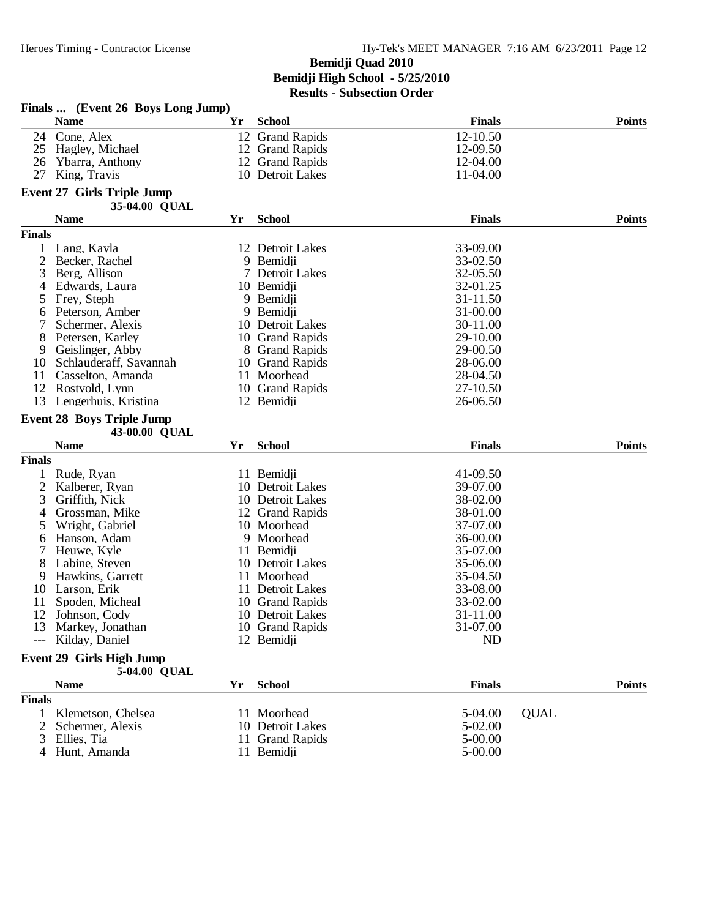# Bemidji Quad 2010

**Bemidji High School - 5/25/2010**

**Results - Subsection Order**

## Finals ... (Event 26 Boys Long Jump)

| | Name | Yr | School | Finals | | Points |
|---|---|---|---|---|---|---|
| 24 | Cone, Alex | 12 | Grand Rapids | 12-10.50 | | |
| 25 | Hagley, Michael | 12 | Grand Rapids | 12-09.50 | | |
| 26 | Ybarra, Anthony | 12 | Grand Rapids | 12-04.00 | | |
| 27 | King, Travis | 10 | Detroit Lakes | 11-04.00 | | |

## Event 27 Girls Triple Jump

**35-04.00 QUAL**

| | Name | Yr | School | Finals | | Points |
|---|---|---|---|---|---|---|
| **Finals** | | | | | | |
| 1 | Lang, Kayla | 12 | Detroit Lakes | 33-09.00 | | |
| 2 | Becker, Rachel | 9 | Bemidji | 33-02.50 | | |
| 3 | Berg, Allison | 7 | Detroit Lakes | 32-05.50 | | |
| 4 | Edwards, Laura | 10 | Bemidji | 32-01.25 | | |
| 5 | Frey, Steph | 9 | Bemidji | 31-11.50 | | |
| 6 | Peterson, Amber | 9 | Bemidji | 31-00.00 | | |
| 7 | Schermer, Alexis | 10 | Detroit Lakes | 30-11.00 | | |
| 8 | Petersen, Karley | 10 | Grand Rapids | 29-10.00 | | |
| 9 | Geislinger, Abby | 8 | Grand Rapids | 29-00.50 | | |
| 10 | Schlauderaff, Savannah | 10 | Grand Rapids | 28-06.00 | | |
| 11 | Casselton, Amanda | 11 | Moorhead | 28-04.50 | | |
| 12 | Rostvold, Lynn | 10 | Grand Rapids | 27-10.50 | | |
| 13 | Lengerhuis, Kristina | 12 | Bemidji | 26-06.50 | | |

## Event 28 Boys Triple Jump

**43-00.00 QUAL**

| | Name | Yr | School | Finals | | Points |
|---|---|---|---|---|---|---|
| **Finals** | | | | | | |
| 1 | Rude, Ryan | 11 | Bemidji | 41-09.50 | | |
| 2 | Kalberer, Ryan | 10 | Detroit Lakes | 39-07.00 | | |
| 3 | Griffith, Nick | 10 | Detroit Lakes | 38-02.00 | | |
| 4 | Grossman, Mike | 12 | Grand Rapids | 38-01.00 | | |
| 5 | Wright, Gabriel | 10 | Moorhead | 37-07.00 | | |
| 6 | Hanson, Adam | 9 | Moorhead | 36-00.00 | | |
| 7 | Heuwe, Kyle | 11 | Bemidji | 35-07.00 | | |
| 8 | Labine, Steven | 10 | Detroit Lakes | 35-06.00 | | |
| 9 | Hawkins, Garrett | 11 | Moorhead | 35-04.50 | | |
| 10 | Larson, Erik | 11 | Detroit Lakes | 33-08.00 | | |
| 11 | Spoden, Micheal | 10 | Grand Rapids | 33-02.00 | | |
| 12 | Johnson, Cody | 10 | Detroit Lakes | 31-11.00 | | |
| 13 | Markey, Jonathan | 10 | Grand Rapids | 31-07.00 | | |
| --- | Kilday, Daniel | 12 | Bemidji | ND | | |

## Event 29 Girls High Jump

**5-04.00 QUAL**

| | Name | Yr | School | Finals | | Points |
|---|---|---|---|---|---|---|
| **Finals** | | | | | | |
| 1 | Klemetson, Chelsea | 11 | Moorhead | 5-04.00 | QUAL | |
| 2 | Schermer, Alexis | 10 | Detroit Lakes | 5-02.00 | | |
| 3 | Ellies, Tia | 11 | Grand Rapids | 5-00.00 | | |
| 4 | Hunt, Amanda | 11 | Bemidji | 5-00.00 | | |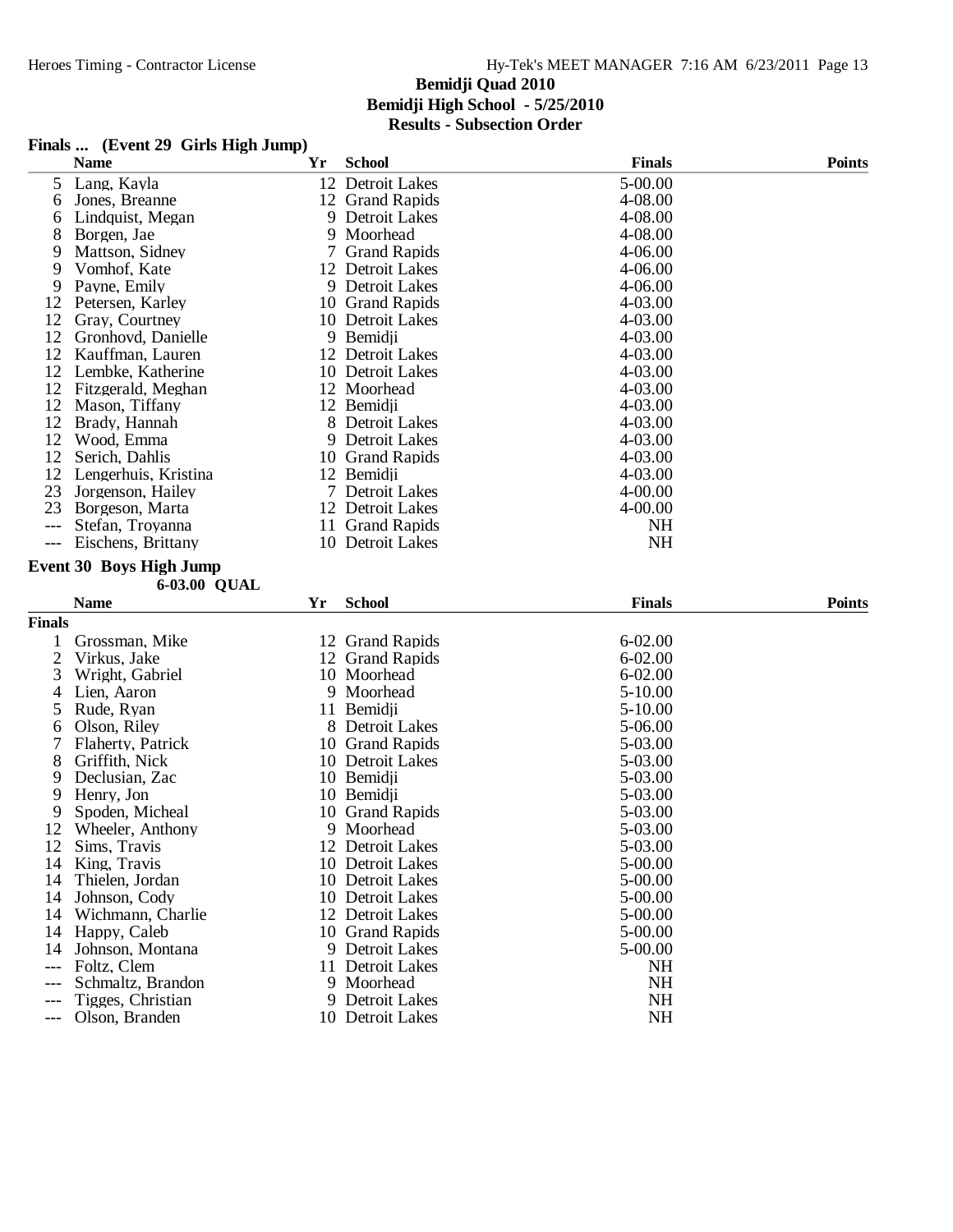## Bemidji Quad 2010
### Bemidji High School - 5/25/2010
### Results - Subsection Order

**Finals ... (Event 29 Girls High Jump)**

| | Name | Yr | School | Finals | Points |
|---|---|---|---|---|---|
| 5 | Lang, Kayla | 12 | Detroit Lakes | 5-00.00 | |
| 6 | Jones, Breanne | 12 | Grand Rapids | 4-08.00 | |
| 6 | Lindquist, Megan | 9 | Detroit Lakes | 4-08.00 | |
| 8 | Borgen, Jae | 9 | Moorhead | 4-08.00 | |
| 9 | Mattson, Sidney | 7 | Grand Rapids | 4-06.00 | |
| 9 | Vomhof, Kate | 12 | Detroit Lakes | 4-06.00 | |
| 9 | Payne, Emily | 9 | Detroit Lakes | 4-06.00 | |
| 12 | Petersen, Karley | 10 | Grand Rapids | 4-03.00 | |
| 12 | Gray, Courtney | 10 | Detroit Lakes | 4-03.00 | |
| 12 | Gronhovd, Danielle | 9 | Bemidji | 4-03.00 | |
| 12 | Kauffman, Lauren | 12 | Detroit Lakes | 4-03.00 | |
| 12 | Lembke, Katherine | 10 | Detroit Lakes | 4-03.00 | |
| 12 | Fitzgerald, Meghan | 12 | Moorhead | 4-03.00 | |
| 12 | Mason, Tiffany | 12 | Bemidji | 4-03.00 | |
| 12 | Brady, Hannah | 8 | Detroit Lakes | 4-03.00 | |
| 12 | Wood, Emma | 9 | Detroit Lakes | 4-03.00 | |
| 12 | Serich, Dahlis | 10 | Grand Rapids | 4-03.00 | |
| 12 | Lengerhuis, Kristina | 12 | Bemidji | 4-03.00 | |
| 23 | Jorgenson, Hailey | 7 | Detroit Lakes | 4-00.00 | |
| 23 | Borgeson, Marta | 12 | Detroit Lakes | 4-00.00 | |
| --- | Stefan, Troyanna | 11 | Grand Rapids | NH | |
| --- | Eischens, Brittany | 10 | Detroit Lakes | NH | |

**Event 30 Boys High Jump**

6-03.00 QUAL

| | Name | Yr | School | Finals | Points |
|---|---|---|---|---|---|
| **Finals** | | | | | |
| 1 | Grossman, Mike | 12 | Grand Rapids | 6-02.00 | |
| 2 | Virkus, Jake | 12 | Grand Rapids | 6-02.00 | |
| 3 | Wright, Gabriel | 10 | Moorhead | 6-02.00 | |
| 4 | Lien, Aaron | 9 | Moorhead | 5-10.00 | |
| 5 | Rude, Ryan | 11 | Bemidji | 5-10.00 | |
| 6 | Olson, Riley | 8 | Detroit Lakes | 5-06.00 | |
| 7 | Flaherty, Patrick | 10 | Grand Rapids | 5-03.00 | |
| 8 | Griffith, Nick | 10 | Detroit Lakes | 5-03.00 | |
| 9 | Declusian, Zac | 10 | Bemidji | 5-03.00 | |
| 9 | Henry, Jon | 10 | Bemidji | 5-03.00 | |
| 9 | Spoden, Micheal | 10 | Grand Rapids | 5-03.00 | |
| 12 | Wheeler, Anthony | 9 | Moorhead | 5-03.00 | |
| 12 | Sims, Travis | 12 | Detroit Lakes | 5-03.00 | |
| 14 | King, Travis | 10 | Detroit Lakes | 5-00.00 | |
| 14 | Thielen, Jordan | 10 | Detroit Lakes | 5-00.00 | |
| 14 | Johnson, Cody | 10 | Detroit Lakes | 5-00.00 | |
| 14 | Wichmann, Charlie | 12 | Detroit Lakes | 5-00.00 | |
| 14 | Happy, Caleb | 10 | Grand Rapids | 5-00.00 | |
| 14 | Johnson, Montana | 9 | Detroit Lakes | 5-00.00 | |
| --- | Foltz, Clem | 11 | Detroit Lakes | NH | |
| --- | Schmaltz, Brandon | 9 | Moorhead | NH | |
| --- | Tigges, Christian | 9 | Detroit Lakes | NH | |
| --- | Olson, Branden | 10 | Detroit Lakes | NH | |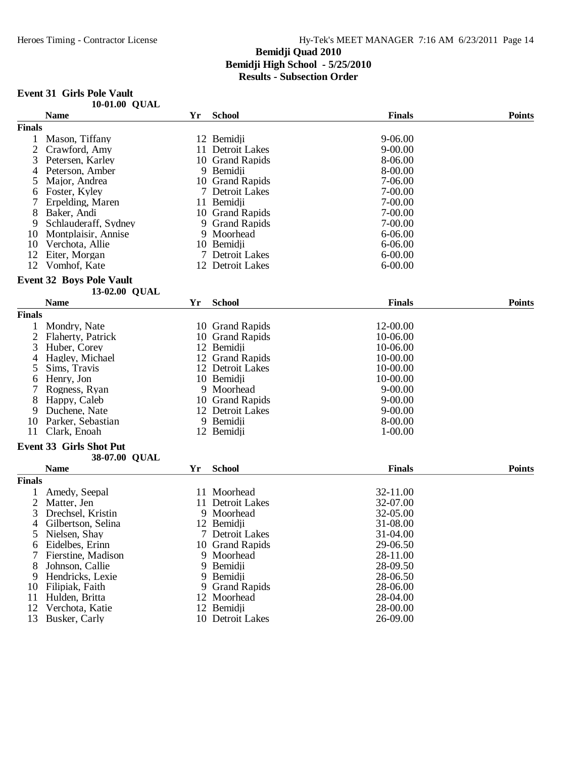# Bemidji Quad 2010

## Bemidji High School - 5/25/2010

### Results - Subsection Order

#### Event 31 Girls Pole Vault

10-01.00 QUAL

| | Name | Yr | School | Finals | Points |
|---|---|---|---|---|---|
| **Finals** | | | | | |
| 1 | Mason, Tiffany | 12 | Bemidji | 9-06.00 | |
| 2 | Crawford, Amy | 11 | Detroit Lakes | 9-00.00 | |
| 3 | Petersen, Karley | 10 | Grand Rapids | 8-06.00 | |
| 4 | Peterson, Amber | 9 | Bemidji | 8-00.00 | |
| 5 | Major, Andrea | 10 | Grand Rapids | 7-06.00 | |
| 6 | Foster, Kyley | 7 | Detroit Lakes | 7-00.00 | |
| 7 | Erpelding, Maren | 11 | Bemidji | 7-00.00 | |
| 8 | Baker, Andi | 10 | Grand Rapids | 7-00.00 | |
| 9 | Schlauderaff, Sydney | 9 | Grand Rapids | 7-00.00 | |
| 10 | Montplaisir, Annise | 9 | Moorhead | 6-06.00 | |
| 10 | Verchota, Allie | 10 | Bemidji | 6-06.00 | |
| 12 | Eiter, Morgan | 7 | Detroit Lakes | 6-00.00 | |
| 12 | Vomhof, Kate | 12 | Detroit Lakes | 6-00.00 | |

#### Event 32 Boys Pole Vault

13-02.00 QUAL

| | Name | Yr | School | Finals | Points |
|---|---|---|---|---|---|
| **Finals** | | | | | |
| 1 | Mondry, Nate | 10 | Grand Rapids | 12-00.00 | |
| 2 | Flaherty, Patrick | 10 | Grand Rapids | 10-06.00 | |
| 3 | Huber, Corey | 12 | Bemidji | 10-06.00 | |
| 4 | Hagley, Michael | 12 | Grand Rapids | 10-00.00 | |
| 5 | Sims, Travis | 12 | Detroit Lakes | 10-00.00 | |
| 6 | Henry, Jon | 10 | Bemidji | 10-00.00 | |
| 7 | Rogness, Ryan | 9 | Moorhead | 9-00.00 | |
| 8 | Happy, Caleb | 10 | Grand Rapids | 9-00.00 | |
| 9 | Duchene, Nate | 12 | Detroit Lakes | 9-00.00 | |
| 10 | Parker, Sebastian | 9 | Bemidji | 8-00.00 | |
| 11 | Clark, Enoah | 12 | Bemidji | 1-00.00 | |

#### Event 33 Girls Shot Put

38-07.00 QUAL

| | Name | Yr | School | Finals | Points |
|---|---|---|---|---|---|
| **Finals** | | | | | |
| 1 | Amedy, Seepal | 11 | Moorhead | 32-11.00 | |
| 2 | Matter, Jen | 11 | Detroit Lakes | 32-07.00 | |
| 3 | Drechsel, Kristin | 9 | Moorhead | 32-05.00 | |
| 4 | Gilbertson, Selina | 12 | Bemidji | 31-08.00 | |
| 5 | Nielsen, Shay | 7 | Detroit Lakes | 31-04.00 | |
| 6 | Eidelbes, Erinn | 10 | Grand Rapids | 29-06.50 | |
| 7 | Fierstine, Madison | 9 | Moorhead | 28-11.00 | |
| 8 | Johnson, Callie | 9 | Bemidji | 28-09.50 | |
| 9 | Hendricks, Lexie | 9 | Bemidji | 28-06.50 | |
| 10 | Filipiak, Faith | 9 | Grand Rapids | 28-06.00 | |
| 11 | Hulden, Britta | 12 | Moorhead | 28-04.00 | |
| 12 | Verchota, Katie | 12 | Bemidji | 28-00.00 | |
| 13 | Busker, Carly | 10 | Detroit Lakes | 26-09.00 | |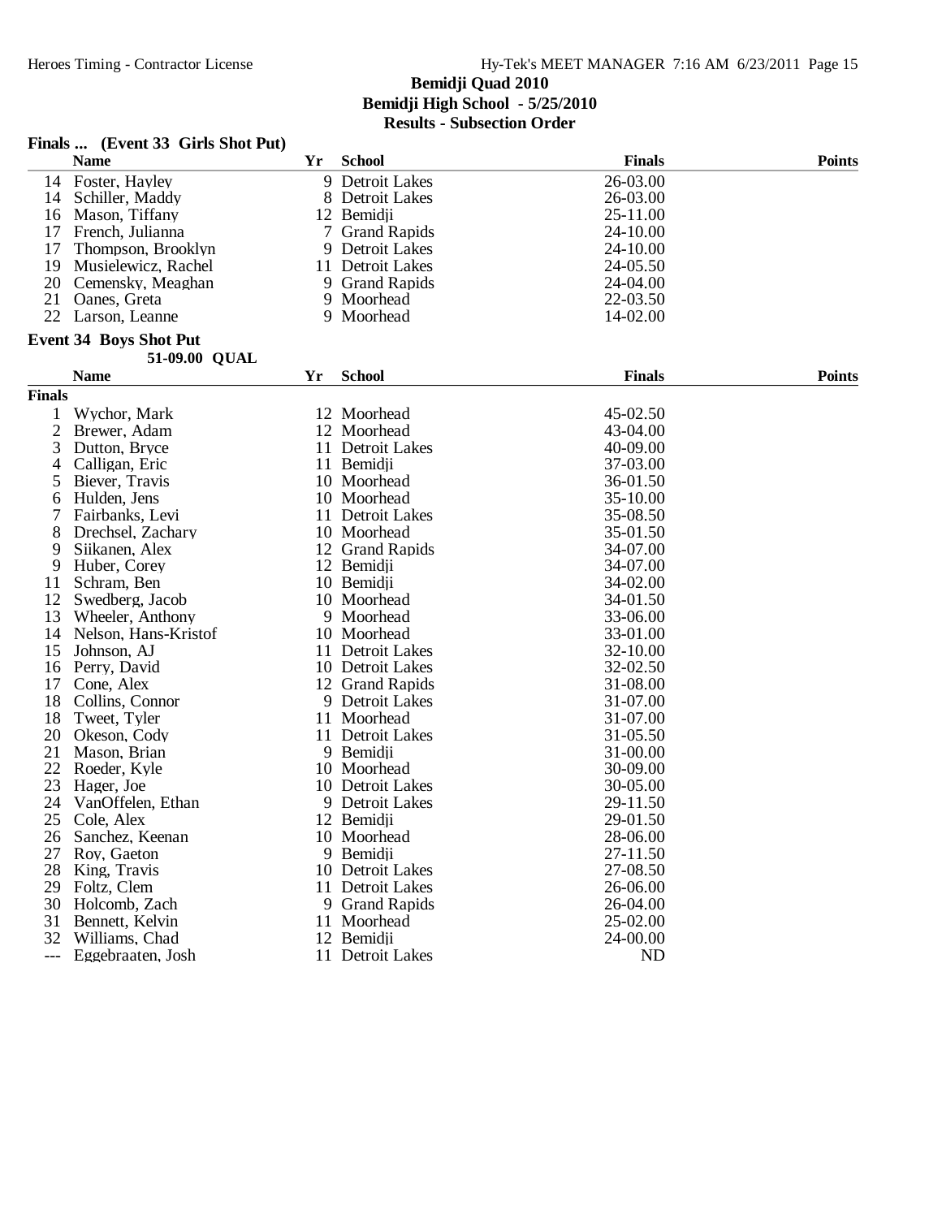# Bemidji Quad 2010

## Bemidji High School - 5/25/2010

### Results - Subsection Order

**Finals ... (Event 33 Girls Shot Put)**

| | Name | Yr | School | Finals | Points |
|---|---|---|---|---|---|
| 14 | Foster, Hayley | 9 | Detroit Lakes | 26-03.00 | |
| 14 | Schiller, Maddy | 8 | Detroit Lakes | 26-03.00 | |
| 16 | Mason, Tiffany | 12 | Bemidji | 25-11.00 | |
| 17 | French, Julianna | 7 | Grand Rapids | 24-10.00 | |
| 17 | Thompson, Brooklyn | 9 | Detroit Lakes | 24-10.00 | |
| 19 | Musielewicz, Rachel | 11 | Detroit Lakes | 24-05.50 | |
| 20 | Cemensky, Meaghan | 9 | Grand Rapids | 24-04.00 | |
| 21 | Oanes, Greta | 9 | Moorhead | 22-03.50 | |
| 22 | Larson, Leanne | 9 | Moorhead | 14-02.00 | |

**Event 34 Boys Shot Put**

51-09.00 QUAL

| | Name | Yr | School | Finals | Points |
|---|---|---|---|---|---|
| **Finals** | | | | | |
| 1 | Wychor, Mark | 12 | Moorhead | 45-02.50 | |
| 2 | Brewer, Adam | 12 | Moorhead | 43-04.00 | |
| 3 | Dutton, Bryce | 11 | Detroit Lakes | 40-09.00 | |
| 4 | Calligan, Eric | 11 | Bemidji | 37-03.00 | |
| 5 | Biever, Travis | 10 | Moorhead | 36-01.50 | |
| 6 | Hulden, Jens | 10 | Moorhead | 35-10.00 | |
| 7 | Fairbanks, Levi | 11 | Detroit Lakes | 35-08.50 | |
| 8 | Drechsel, Zachary | 10 | Moorhead | 35-01.50 | |
| 9 | Siikanen, Alex | 12 | Grand Rapids | 34-07.00 | |
| 9 | Huber, Corey | 12 | Bemidji | 34-07.00 | |
| 11 | Schram, Ben | 10 | Bemidji | 34-02.00 | |
| 12 | Swedberg, Jacob | 10 | Moorhead | 34-01.50 | |
| 13 | Wheeler, Anthony | 9 | Moorhead | 33-06.00 | |
| 14 | Nelson, Hans-Kristof | 10 | Moorhead | 33-01.00 | |
| 15 | Johnson, AJ | 11 | Detroit Lakes | 32-10.00 | |
| 16 | Perry, David | 10 | Detroit Lakes | 32-02.50 | |
| 17 | Cone, Alex | 12 | Grand Rapids | 31-08.00 | |
| 18 | Collins, Connor | 9 | Detroit Lakes | 31-07.00 | |
| 18 | Tweet, Tyler | 11 | Moorhead | 31-07.00 | |
| 20 | Okeson, Cody | 11 | Detroit Lakes | 31-05.50 | |
| 21 | Mason, Brian | 9 | Bemidji | 31-00.00 | |
| 22 | Roeder, Kyle | 10 | Moorhead | 30-09.00 | |
| 23 | Hager, Joe | 10 | Detroit Lakes | 30-05.00 | |
| 24 | VanOffelen, Ethan | 9 | Detroit Lakes | 29-11.50 | |
| 25 | Cole, Alex | 12 | Bemidji | 29-01.50 | |
| 26 | Sanchez, Keenan | 10 | Moorhead | 28-06.00 | |
| 27 | Roy, Gaeton | 9 | Bemidji | 27-11.50 | |
| 28 | King, Travis | 10 | Detroit Lakes | 27-08.50 | |
| 29 | Foltz, Clem | 11 | Detroit Lakes | 26-06.00 | |
| 30 | Holcomb, Zach | 9 | Grand Rapids | 26-04.00 | |
| 31 | Bennett, Kelvin | 11 | Moorhead | 25-02.00 | |
| 32 | Williams, Chad | 12 | Bemidji | 24-00.00 | |
| --- | Eggebraaten, Josh | 11 | Detroit Lakes | ND | |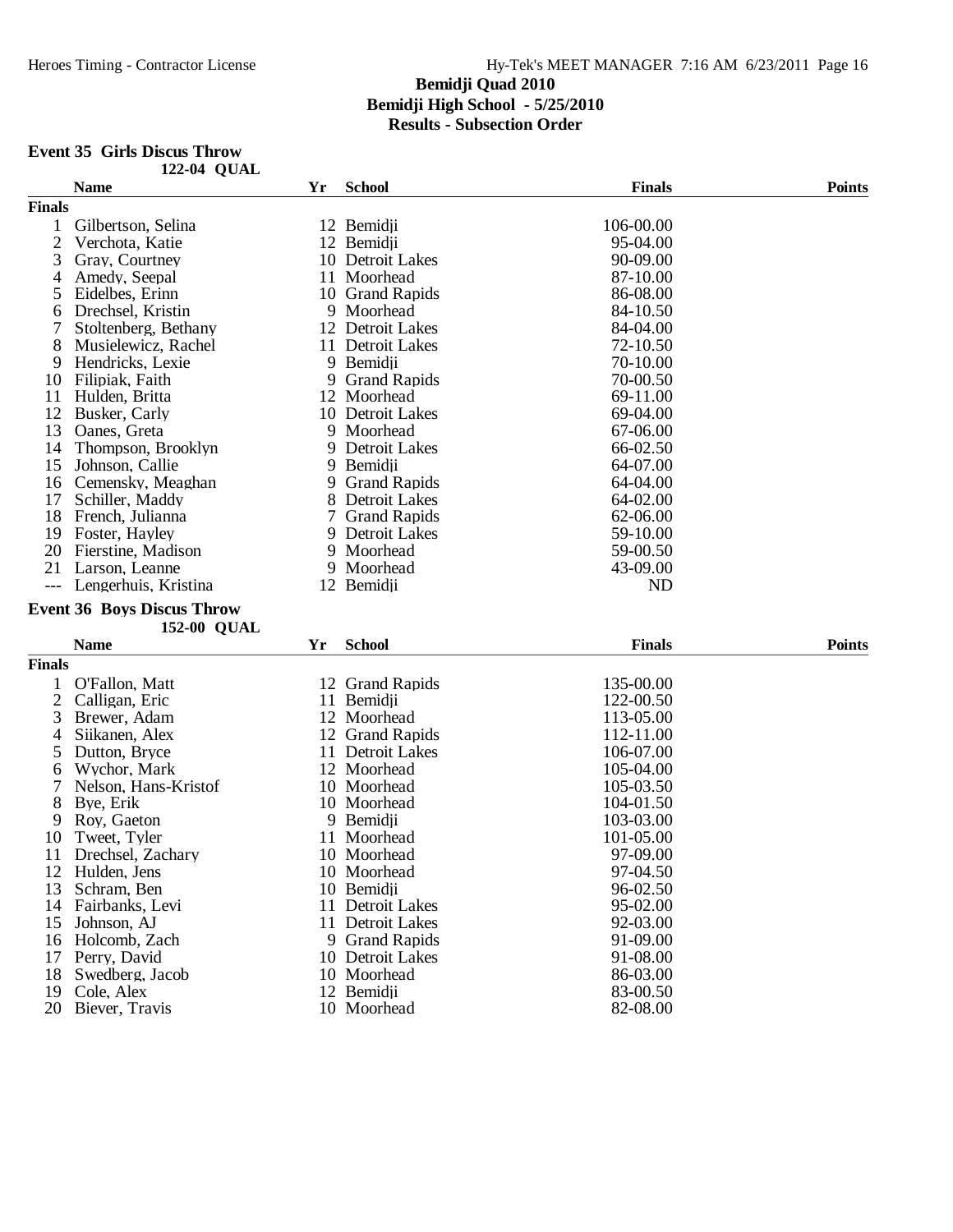**Bemidji Quad 2010**
**Bemidji High School - 5/25/2010**
**Results - Subsection Order**

### Event 35 Girls Discus Throw

122-04 QUAL

| | Name | Yr | School | Finals | Points |
|---|---|---|---|---|---|
| **Finals** | | | | | |
| 1 | Gilbertson, Selina | 12 | Bemidji | 106-00.00 | |
| 2 | Verchota, Katie | 12 | Bemidji | 95-04.00 | |
| 3 | Gray, Courtney | 10 | Detroit Lakes | 90-09.00 | |
| 4 | Amedy, Seepal | 11 | Moorhead | 87-10.00 | |
| 5 | Eidelbes, Erinn | 10 | Grand Rapids | 86-08.00 | |
| 6 | Drechsel, Kristin | 9 | Moorhead | 84-10.50 | |
| 7 | Stoltenberg, Bethany | 12 | Detroit Lakes | 84-04.00 | |
| 8 | Musielewicz, Rachel | 11 | Detroit Lakes | 72-10.50 | |
| 9 | Hendricks, Lexie | 9 | Bemidji | 70-10.00 | |
| 10 | Filipiak, Faith | 9 | Grand Rapids | 70-00.50 | |
| 11 | Hulden, Britta | 12 | Moorhead | 69-11.00 | |
| 12 | Busker, Carly | 10 | Detroit Lakes | 69-04.00 | |
| 13 | Oanes, Greta | 9 | Moorhead | 67-06.00 | |
| 14 | Thompson, Brooklyn | 9 | Detroit Lakes | 66-02.50 | |
| 15 | Johnson, Callie | 9 | Bemidji | 64-07.00 | |
| 16 | Cemensky, Meaghan | 9 | Grand Rapids | 64-04.00 | |
| 17 | Schiller, Maddy | 8 | Detroit Lakes | 64-02.00 | |
| 18 | French, Julianna | 7 | Grand Rapids | 62-06.00 | |
| 19 | Foster, Hayley | 9 | Detroit Lakes | 59-10.00 | |
| 20 | Fierstine, Madison | 9 | Moorhead | 59-00.50 | |
| 21 | Larson, Leanne | 9 | Moorhead | 43-09.00 | |
| --- | Lengerhuis, Kristina | 12 | Bemidji | ND | |

### Event 36 Boys Discus Throw

152-00 QUAL

| | Name | Yr | School | Finals | Points |
|---|---|---|---|---|---|
| **Finals** | | | | | |
| 1 | O'Fallon, Matt | 12 | Grand Rapids | 135-00.00 | |
| 2 | Calligan, Eric | 11 | Bemidji | 122-00.50 | |
| 3 | Brewer, Adam | 12 | Moorhead | 113-05.00 | |
| 4 | Siikanen, Alex | 12 | Grand Rapids | 112-11.00 | |
| 5 | Dutton, Bryce | 11 | Detroit Lakes | 106-07.00 | |
| 6 | Wychor, Mark | 12 | Moorhead | 105-04.00 | |
| 7 | Nelson, Hans-Kristof | 10 | Moorhead | 105-03.50 | |
| 8 | Bye, Erik | 10 | Moorhead | 104-01.50 | |
| 9 | Roy, Gaeton | 9 | Bemidji | 103-03.00 | |
| 10 | Tweet, Tyler | 11 | Moorhead | 101-05.00 | |
| 11 | Drechsel, Zachary | 10 | Moorhead | 97-09.00 | |
| 12 | Hulden, Jens | 10 | Moorhead | 97-04.50 | |
| 13 | Schram, Ben | 10 | Bemidji | 96-02.50 | |
| 14 | Fairbanks, Levi | 11 | Detroit Lakes | 95-02.00 | |
| 15 | Johnson, AJ | 11 | Detroit Lakes | 92-03.00 | |
| 16 | Holcomb, Zach | 9 | Grand Rapids | 91-09.00 | |
| 17 | Perry, David | 10 | Detroit Lakes | 91-08.00 | |
| 18 | Swedberg, Jacob | 10 | Moorhead | 86-03.00 | |
| 19 | Cole, Alex | 12 | Bemidji | 83-00.50 | |
| 20 | Biever, Travis | 10 | Moorhead | 82-08.00 | |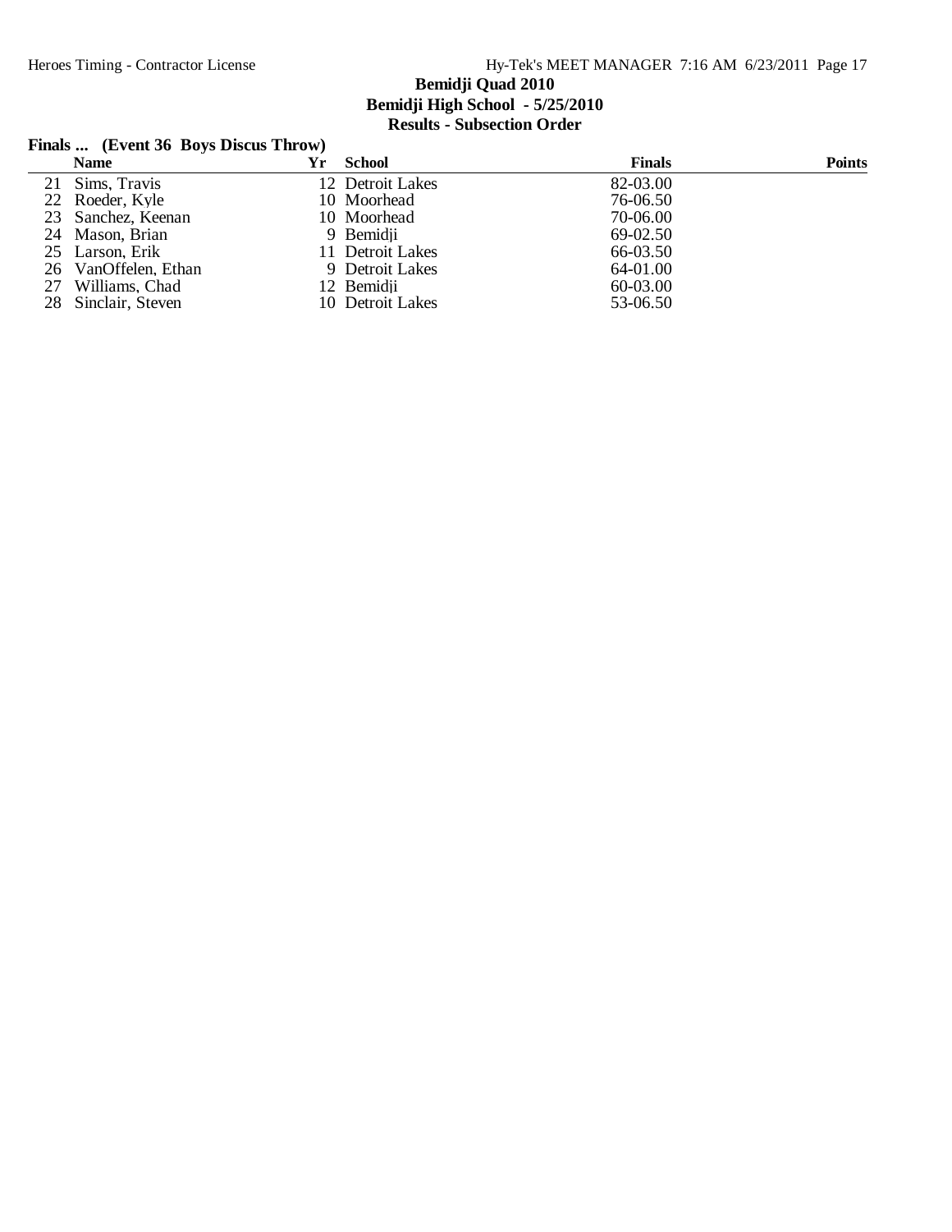## Finals ... (Event 36 Boys Discus Throw)

| | Name | Yr | School | Finals | Points |
|---|---|---|---|---|---|
| 21 | Sims, Travis | 12 | Detroit Lakes | 82-03.00 | |
| 22 | Roeder, Kyle | 10 | Moorhead | 76-06.50 | |
| 23 | Sanchez, Keenan | 10 | Moorhead | 70-06.00 | |
| 24 | Mason, Brian | 9 | Bemidji | 69-02.50 | |
| 25 | Larson, Erik | 11 | Detroit Lakes | 66-03.50 | |
| 26 | VanOffelen, Ethan | 9 | Detroit Lakes | 64-01.00 | |
| 27 | Williams, Chad | 12 | Bemidji | 60-03.00 | |
| 28 | Sinclair, Steven | 10 | Detroit Lakes | 53-06.50 | |